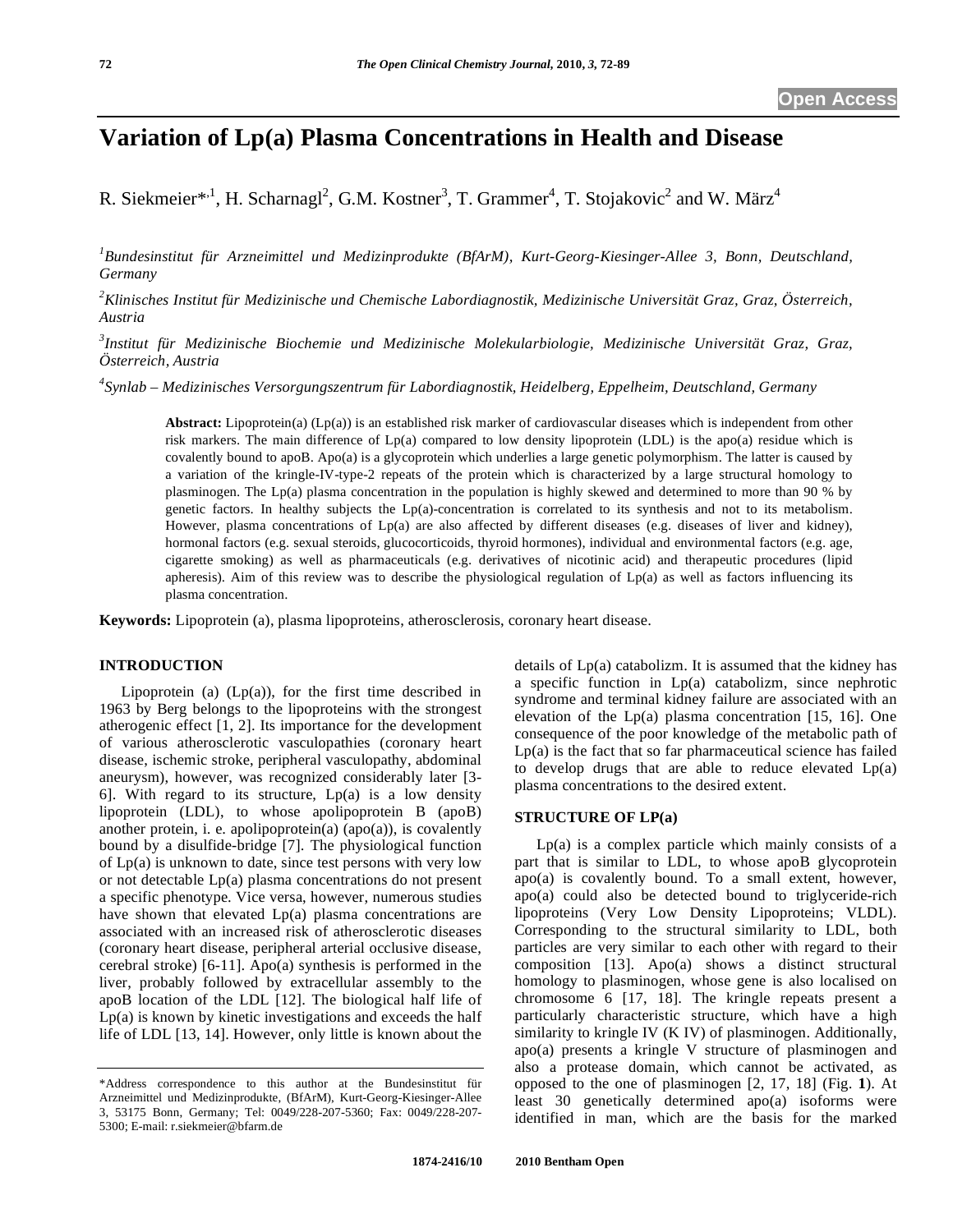# Variation of Lp(a) Plasma Concentrations in Health and Disease

R. Siekmeier*[,1], H. Scharnagl[2], G.M. Kostner[3], T. Grammer[4], T. Stojakovic[2] and W. März[4]

[1]*Bundesinstitut für Arzneimittel und Medizinprodukte (BfArM), Kurt-Georg-Kiesinger-Allee 3, Bonn, Deutschland, Germany*

[2]*Klinisches Institut für Medizinische und Chemische Labordiagnostik, Medizinische Universität Graz, Graz, Österreich, Austria*

[3]*Institut für Medizinische Biochemie und Medizinische Molekularbiologie, Medizinische Universität Graz, Graz, Österreich, Austria*

[4]*Synlab – Medizinisches Versorgungszentrum für Labordiagnostik, Heidelberg, Eppelheim, Deutschland, Germany*

**Abstract:** Lipoprotein(a) (Lp(a)) is an established risk marker of cardiovascular diseases which is independent from other risk markers. The main difference of Lp(a) compared to low density lipoprotein (LDL) is the apo(a) residue which is covalently bound to apoB. Apo(a) is a glycoprotein which underlies a large genetic polymorphism. The latter is caused by a variation of the kringle-IV-type-2 repeats of the protein which is characterized by a large structural homology to plasminogen. The Lp(a) plasma concentration in the population is highly skewed and determined to more than 90 % by genetic factors. In healthy subjects the Lp(a)-concentration is correlated to its synthesis and not to its metabolism. However, plasma concentrations of Lp(a) are also affected by different diseases (e.g. diseases of liver and kidney), hormonal factors (e.g. sexual steroids, glucocorticoids, thyroid hormones), individual and environmental factors (e.g. age, cigarette smoking) as well as pharmaceuticals (e.g. derivatives of nicotinic acid) and therapeutic procedures (lipid apheresis). Aim of this review was to describe the physiological regulation of Lp(a) as well as factors influencing its plasma concentration.

**Keywords:** Lipoprotein (a), plasma lipoproteins, atherosclerosis, coronary heart disease.

## INTRODUCTION

Lipoprotein (a) (Lp(a)), for the first time described in 1963 by Berg belongs to the lipoproteins with the strongest atherogenic effect [1, 2]. Its importance for the development of various atherosclerotic vasculopathies (coronary heart disease, ischemic stroke, peripheral vasculopathy, abdominal aneurysm), however, was recognized considerably later [3-6]. With regard to its structure, Lp(a) is a low density lipoprotein (LDL), to whose apolipoprotein B (apoB) another protein, i. e. apolipoprotein(a) (apo(a)), is covalently bound by a disulfide-bridge [7]. The physiological function of Lp(a) is unknown to date, since test persons with very low or not detectable Lp(a) plasma concentrations do not present a specific phenotype. Vice versa, however, numerous studies have shown that elevated Lp(a) plasma concentrations are associated with an increased risk of atherosclerotic diseases (coronary heart disease, peripheral arterial occlusive disease, cerebral stroke) [6-11]. Apo(a) synthesis is performed in the liver, probably followed by extracellular assembly to the apoB location of the LDL [12]. The biological half life of Lp(a) is known by kinetic investigations and exceeds the half life of LDL [13, 14]. However, only little is known about the details of Lp(a) catabolizm. It is assumed that the kidney has a specific function in Lp(a) catabolizm, since nephrotic syndrome and terminal kidney failure are associated with an elevation of the Lp(a) plasma concentration [15, 16]. One consequence of the poor knowledge of the metabolic path of Lp(a) is the fact that so far pharmaceutical science has failed to develop drugs that are able to reduce elevated Lp(a) plasma concentrations to the desired extent.

## STRUCTURE OF LP(a)

Lp(a) is a complex particle which mainly consists of a part that is similar to LDL, to whose apoB glycoprotein apo(a) is covalently bound. To a small extent, however, apo(a) could also be detected bound to triglyceride-rich lipoproteins (Very Low Density Lipoproteins; VLDL). Corresponding to the structural similarity to LDL, both particles are very similar to each other with regard to their composition [13]. Apo(a) shows a distinct structural homology to plasminogen, whose gene is also localised on chromosome 6 [17, 18]. The kringle repeats present a particularly characteristic structure, which have a high similarity to kringle IV (K IV) of plasminogen. Additionally, apo(a) presents a kringle V structure of plasminogen and also a protease domain, which cannot be activated, as opposed to the one of plasminogen [2, 17, 18] (Fig. **1**). At least 30 genetically determined apo(a) isoforms were identified in man, which are the basis for the marked

*Address correspondence to this author at the Bundesinstitut für Arzneimittel und Medizinprodukte, (BfArM), Kurt-Georg-Kiesinger-Allee 3, 53175 Bonn, Germany; Tel: 0049/228-207-5360; Fax: 0049/228-207-5300; E-mail: r.siekmeier@bfarm.de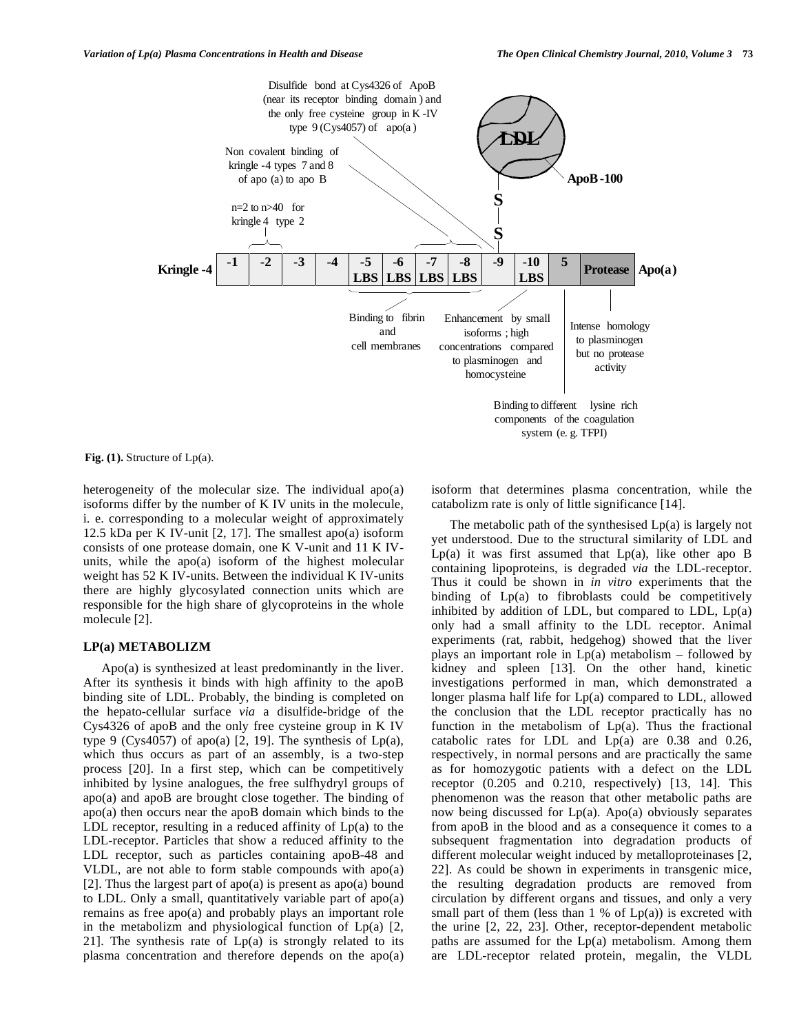Disulfide bond at Cys4326 of ApoB (near its receptor binding domain) and the only free cysteine group in K-IV type 9 (Cys4057) of apo(a)

Non covalent binding of kringle-4 types 7 and 8 of apo (a) to apo B

n=2 to n>40 for kringle 4 type 2

LDL

ApoB-100

S

S

| Kringle -4 | -1 | -2 | -3 | -4 | -5 LBS | -6 LBS | -7 LBS | -8 LBS | -9 | -10 LBS | 5 | Protease | Apo(a) |
|---|---|---|---|---|---|---|---|---|---|---|---|---|---|

Binding to fibrin and cell membranes

Enhancement by small isoforms; high concentrations compared to plasminogen and homocysteine

Intense homology to plasminogen but no protease activity

Binding to different lysine rich components of the coagulation system (e. g. TFPI)

**Fig. (1).** Structure of Lp(a).

heterogeneity of the molecular size. The individual apo(a) isoforms differ by the number of K IV units in the molecule, i. e. corresponding to a molecular weight of approximately 12.5 kDa per K IV-unit [2, 17]. The smallest apo(a) isoform consists of one protease domain, one K V-unit and 11 K IV-units, while the apo(a) isoform of the highest molecular weight has 52 K IV-units. Between the individual K IV-units there are highly glycosylated connection units which are responsible for the high share of glycoproteins in the whole molecule [2].

## LP(a) METABOLIZM

Apo(a) is synthesized at least predominantly in the liver. After its synthesis it binds with high affinity to the apoB binding site of LDL. Probably, the binding is completed on the hepato-cellular surface *via* a disulfide-bridge of the Cys4326 of apoB and the only free cysteine group in K IV type 9 (Cys4057) of apo(a) [2, 19]. The synthesis of Lp(a), which thus occurs as part of an assembly, is a two-step process [20]. In a first step, which can be competitively inhibited by lysine analogues, the free sulfhydryl groups of apo(a) and apoB are brought close together. The binding of apo(a) then occurs near the apoB domain which binds to the LDL receptor, resulting in a reduced affinity of Lp(a) to the LDL-receptor. Particles that show a reduced affinity to the LDL receptor, such as particles containing apoB-48 and VLDL, are not able to form stable compounds with apo(a) [2]. Thus the largest part of apo(a) is present as apo(a) bound to LDL. Only a small, quantitatively variable part of apo(a) remains as free apo(a) and probably plays an important role in the metabolizm and physiological function of Lp(a) [2, 21]. The synthesis rate of Lp(a) is strongly related to its plasma concentration and therefore depends on the apo(a) isoform that determines plasma concentration, while the catabolizm rate is only of little significance [14].

The metabolic path of the synthesised Lp(a) is largely not yet understood. Due to the structural similarity of LDL and Lp(a) it was first assumed that Lp(a), like other apo B containing lipoproteins, is degraded *via* the LDL-receptor. Thus it could be shown in *in vitro* experiments that the binding of Lp(a) to fibroblasts could be competitively inhibited by addition of LDL, but compared to LDL, Lp(a) only had a small affinity to the LDL receptor. Animal experiments (rat, rabbit, hedgehog) showed that the liver plays an important role in Lp(a) metabolism – followed by kidney and spleen [13]. On the other hand, kinetic investigations performed in man, which demonstrated a longer plasma half life for Lp(a) compared to LDL, allowed the conclusion that the LDL receptor practically has no function in the metabolism of Lp(a). Thus the fractional catabolic rates for LDL and Lp(a) are 0.38 and 0.26, respectively, in normal persons and are practically the same as for homozygotic patients with a defect on the LDL receptor (0.205 and 0.210, respectively) [13, 14]. This phenomenon was the reason that other metabolic paths are now being discussed for Lp(a). Apo(a) obviously separates from apoB in the blood and as a consequence it comes to a subsequent fragmentation into degradation products of different molecular weight induced by metalloproteinases [2, 22]. As could be shown in experiments in transgenic mice, the resulting degradation products are removed from circulation by different organs and tissues, and only a very small part of them (less than 1 % of Lp(a)) is excreted with the urine [2, 22, 23]. Other, receptor-dependent metabolic paths are assumed for the Lp(a) metabolism. Among them are LDL-receptor related protein, megalin, the VLDL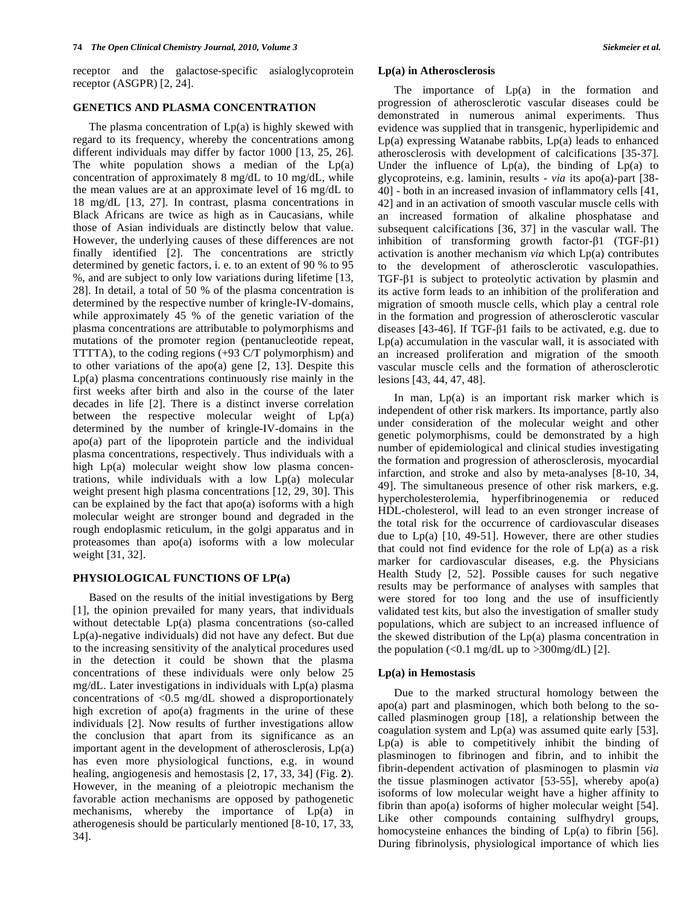receptor and the galactose-specific asialoglycoprotein receptor (ASGPR) [2, 24].

## GENETICS AND PLASMA CONCENTRATION

The plasma concentration of Lp(a) is highly skewed with regard to its frequency, whereby the concentrations among different individuals may differ by factor 1000 [13, 25, 26]. The white population shows a median of the Lp(a) concentration of approximately 8 mg/dL to 10 mg/dL, while the mean values are at an approximate level of 16 mg/dL to 18 mg/dL [13, 27]. In contrast, plasma concentrations in Black Africans are twice as high as in Caucasians, while those of Asian individuals are distinctly below that value. However, the underlying causes of these differences are not finally identified [2]. The concentrations are strictly determined by genetic factors, i. e. to an extent of 90 % to 95 %, and are subject to only low variations during lifetime [13, 28]. In detail, a total of 50 % of the plasma concentration is determined by the respective number of kringle-IV-domains, while approximately 45 % of the genetic variation of the plasma concentrations are attributable to polymorphisms and mutations of the promoter region (pentanucleotide repeat, TTTTA), to the coding regions (+93 C/T polymorphism) and to other variations of the apo(a) gene [2, 13]. Despite this Lp(a) plasma concentrations continuously rise mainly in the first weeks after birth and also in the course of the later decades in life [2]. There is a distinct inverse correlation between the respective molecular weight of Lp(a) determined by the number of kringle-IV-domains in the apo(a) part of the lipoprotein particle and the individual plasma concentrations, respectively. Thus individuals with a high Lp(a) molecular weight show low plasma concentrations, while individuals with a low Lp(a) molecular weight present high plasma concentrations [12, 29, 30]. This can be explained by the fact that apo(a) isoforms with a high molecular weight are stronger bound and degraded in the rough endoplasmic reticulum, in the golgi apparatus and in proteasomes than apo(a) isoforms with a low molecular weight [31, 32].

## PHYSIOLOGICAL FUNCTIONS OF LP(a)

Based on the results of the initial investigations by Berg [1], the opinion prevailed for many years, that individuals without detectable Lp(a) plasma concentrations (so-called Lp(a)-negative individuals) did not have any defect. But due to the increasing sensitivity of the analytical procedures used in the detection it could be shown that the plasma concentrations of these individuals were only below 25 mg/dL. Later investigations in individuals with Lp(a) plasma concentrations of <0.5 mg/dL showed a disproportionately high excretion of apo(a) fragments in the urine of these individuals [2]. Now results of further investigations allow the conclusion that apart from its significance as an important agent in the development of atherosclerosis, Lp(a) has even more physiological functions, e.g. in wound healing, angiogenesis and hemostasis [2, 17, 33, 34] (Fig. **2**). However, in the meaning of a pleiotropic mechanism the favorable action mechanisms are opposed by pathogenetic mechanisms, whereby the importance of Lp(a) in atherogenesis should be particularly mentioned [8-10, 17, 33, 34].

### Lp(a) in Atherosclerosis

The importance of Lp(a) in the formation and progression of atherosclerotic vascular diseases could be demonstrated in numerous animal experiments. Thus evidence was supplied that in transgenic, hyperlipidemic and Lp(a) expressing Watanabe rabbits, Lp(a) leads to enhanced atherosclerosis with development of calcifications [35-37]. Under the influence of Lp(a), the binding of Lp(a) to glycoproteins, e.g. laminin, results - *via* its apo(a)-part [38-40] - both in an increased invasion of inflammatory cells [41, 42] and in an activation of smooth vascular muscle cells with an increased formation of alkaline phosphatase and subsequent calcifications [36, 37] in the vascular wall. The inhibition of transforming growth factor-β1 (TGF-β1) activation is another mechanism *via* which Lp(a) contributes to the development of atherosclerotic vasculopathies. TGF-β1 is subject to proteolytic activation by plasmin and its active form leads to an inhibition of the proliferation and migration of smooth muscle cells, which play a central role in the formation and progression of atherosclerotic vascular diseases [43-46]. If TGF-β1 fails to be activated, e.g. due to Lp(a) accumulation in the vascular wall, it is associated with an increased proliferation and migration of the smooth vascular muscle cells and the formation of atherosclerotic lesions [43, 44, 47, 48].

In man, Lp(a) is an important risk marker which is independent of other risk markers. Its importance, partly also under consideration of the molecular weight and other genetic polymorphisms, could be demonstrated by a high number of epidemiological and clinical studies investigating the formation and progression of atherosclerosis, myocardial infarction, and stroke and also by meta-analyses [8-10, 34, 49]. The simultaneous presence of other risk markers, e.g. hypercholesterolemia, hyperfibrinogenemia or reduced HDL-cholesterol, will lead to an even stronger increase of the total risk for the occurrence of cardiovascular diseases due to Lp(a) [10, 49-51]. However, there are other studies that could not find evidence for the role of Lp(a) as a risk marker for cardiovascular diseases, e.g. the Physicians Health Study [2, 52]. Possible causes for such negative results may be performance of analyses with samples that were stored for too long and the use of insufficiently validated test kits, but also the investigation of smaller study populations, which are subject to an increased influence of the skewed distribution of the Lp(a) plasma concentration in the population (<0.1 mg/dL up to >300mg/dL) [2].

### Lp(a) in Hemostasis

Due to the marked structural homology between the apo(a) part and plasminogen, which both belong to the so-called plasminogen group [18], a relationship between the coagulation system and Lp(a) was assumed quite early [53]. Lp(a) is able to competitively inhibit the binding of plasminogen to fibrinogen and fibrin, and to inhibit the fibrin-dependent activation of plasminogen to plasmin *via* the tissue plasminogen activator [53-55], whereby apo(a) isoforms of low molecular weight have a higher affinity to fibrin than apo(a) isoforms of higher molecular weight [54]. Like other compounds containing sulfhydryl groups, homocysteine enhances the binding of Lp(a) to fibrin [56]. During fibrinolysis, physiological importance of which lies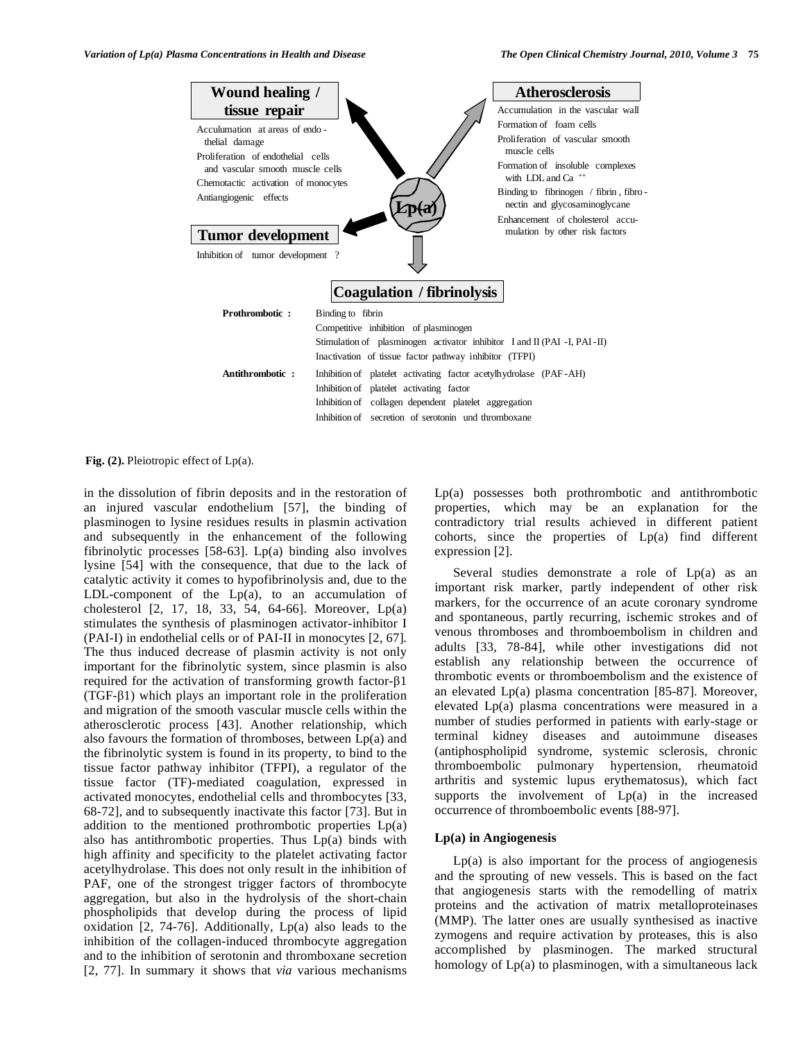**Wound healing / tissue repair**

Acculumation at areas of endothelial damage
Proliferation of endothelial cells and vascular smooth muscle cells
Chemotactic activation of monocytes
Antiangiogenic effects

**Atherosclerosis**

Accumulation in the vascular wall
Formation of foam cells
Proliferation of vascular smooth muscle cells
Formation of insoluble complexes with LDL and $Ca^{++}$
Binding to fibrinogen / fibrin, fibronectin and glycosaminoglycane
Enhancement of cholesterol accumulation by other risk factors

**Lp(a)**

**Tumor development**

Inhibition of tumor development ?

**Coagulation / fibrinolysis**

**Prothrombotic :**
Binding to fibrin
Competitive inhibition of plasminogen
Stimulation of plasminogen activator inhibitor I and II (PAI -I, PAI-II)
Inactivation of tissue factor pathway inhibitor (TFPI)

**Antithrombotic :**
Inhibition of platelet activating factor acetylhydrolase (PAF-AH)
Inhibition of platelet activating factor
Inhibition of collagen dependent platelet aggregation
Inhibition of secretion of serotonin und thromboxane

**Fig. (2).** Pleiotropic effect of Lp(a).

in the dissolution of fibrin deposits and in the restoration of an injured vascular endothelium [57], the binding of plasminogen to lysine residues results in plasmin activation and subsequently in the enhancement of the following fibrinolytic processes [58-63]. Lp(a) binding also involves lysine [54] with the consequence, that due to the lack of catalytic activity it comes to hypofibrinolysis and, due to the LDL-component of the Lp(a), to an accumulation of cholesterol [2, 17, 18, 33, 54, 64-66]. Moreover, Lp(a) stimulates the synthesis of plasminogen activator-inhibitor I (PAI-I) in endothelial cells or of PAI-II in monocytes [2, 67]. The thus induced decrease of plasmin activity is not only important for the fibrinolytic system, since plasmin is also required for the activation of transforming growth factor-β1 (TGF-β1) which plays an important role in the proliferation and migration of the smooth vascular muscle cells within the atherosclerotic process [43]. Another relationship, which also favours the formation of thromboses, between Lp(a) and the fibrinolytic system is found in its property, to bind to the tissue factor pathway inhibitor (TFPI), a regulator of the tissue factor (TF)-mediated coagulation, expressed in activated monocytes, endothelial cells and thrombocytes [33, 68-72], and to subsequently inactivate this factor [73]. But in addition to the mentioned prothrombotic properties Lp(a) also has antithrombotic properties. Thus Lp(a) binds with high affinity and specificity to the platelet activating factor acetylhydrolase. This does not only result in the inhibition of PAF, one of the strongest trigger factors of thrombocyte aggregation, but also in the hydrolysis of the short-chain phospholipids that develop during the process of lipid oxidation [2, 74-76]. Additionally, Lp(a) also leads to the inhibition of the collagen-induced thrombocyte aggregation and to the inhibition of serotonin and thromboxane secretion [2, 77]. In summary it shows that *via* various mechanisms Lp(a) possesses both prothrombotic and antithrombotic properties, which may be an explanation for the contradictory trial results achieved in different patient cohorts, since the properties of Lp(a) find different expression [2].

Several studies demonstrate a role of Lp(a) as an important risk marker, partly independent of other risk markers, for the occurrence of an acute coronary syndrome and spontaneous, partly recurring, ischemic strokes and of venous thromboses and thromboembolism in children and adults [33, 78-84], while other investigations did not establish any relationship between the occurrence of thrombotic events or thromboembolism and the existence of an elevated Lp(a) plasma concentration [85-87]. Moreover, elevated Lp(a) plasma concentrations were measured in a number of studies performed in patients with early-stage or terminal kidney diseases and autoimmune diseases (antiphospholipid syndrome, systemic sclerosis, chronic thromboembolic pulmonary hypertension, rheumatoid arthritis and systemic lupus erythematosus), which fact supports the involvement of Lp(a) in the increased occurrence of thromboembolic events [88-97].

#### Lp(a) in Angiogenesis

Lp(a) is also important for the process of angiogenesis and the sprouting of new vessels. This is based on the fact that angiogenesis starts with the remodelling of matrix proteins and the activation of matrix metalloproteinases (MMP). The latter ones are usually synthesised as inactive zymogens and require activation by proteases, this is also accomplished by plasminogen. The marked structural homology of Lp(a) to plasminogen, with a simultaneous lack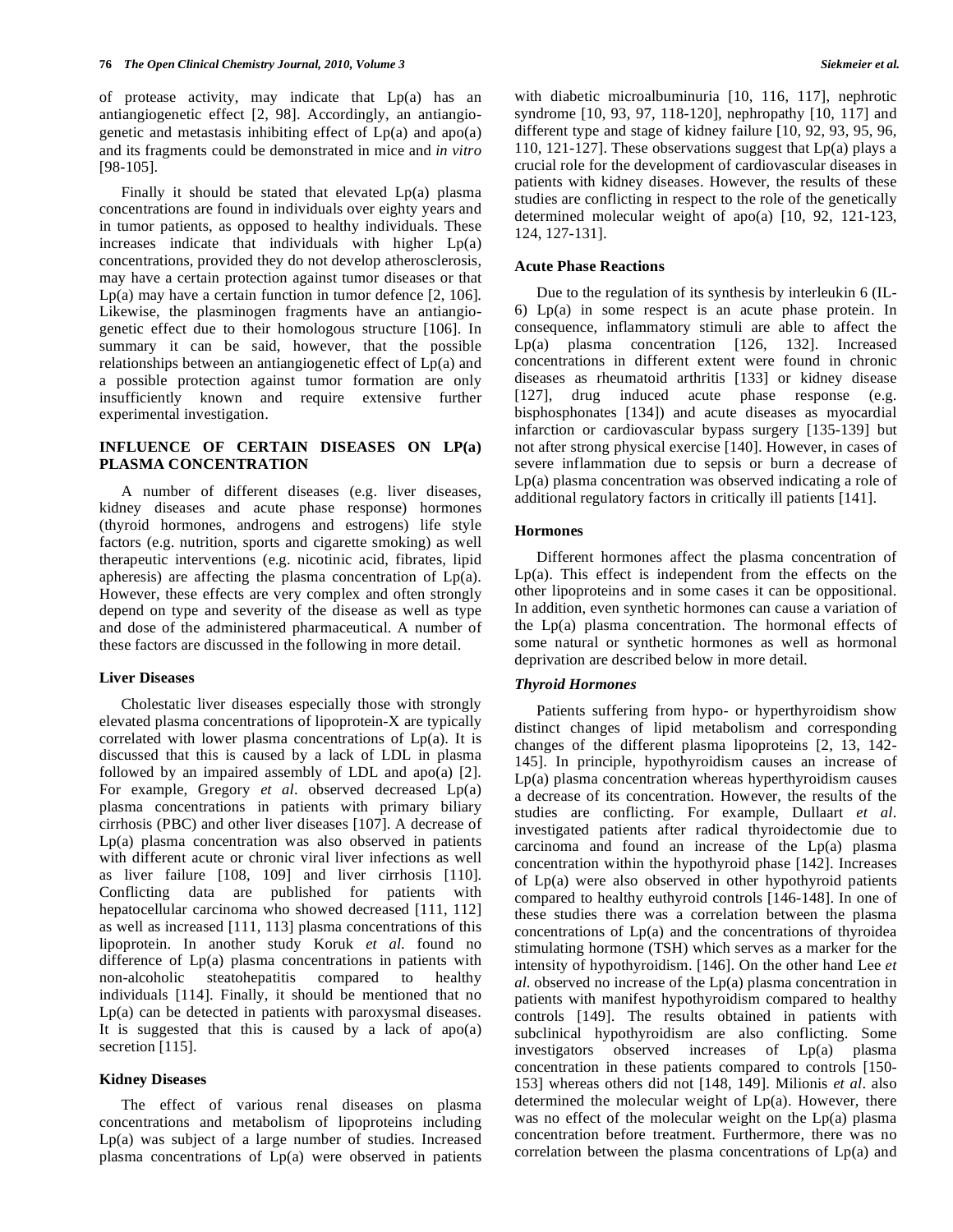of protease activity, may indicate that Lp(a) has an antiangiogenetic effect [2, 98]. Accordingly, an antiangiogenetic and metastasis inhibiting effect of Lp(a) and apo(a) and its fragments could be demonstrated in mice and *in vitro* [98-105].

Finally it should be stated that elevated Lp(a) plasma concentrations are found in individuals over eighty years and in tumor patients, as opposed to healthy individuals. These increases indicate that individuals with higher Lp(a) concentrations, provided they do not develop atherosclerosis, may have a certain protection against tumor diseases or that Lp(a) may have a certain function in tumor defence [2, 106]. Likewise, the plasminogen fragments have an antiangiogenetic effect due to their homologous structure [106]. In summary it can be said, however, that the possible relationships between an antiangiogenetic effect of Lp(a) and a possible protection against tumor formation are only insufficiently known and require extensive further experimental investigation.

## INFLUENCE OF CERTAIN DISEASES ON LP(a) PLASMA CONCENTRATION

A number of different diseases (e.g. liver diseases, kidney diseases and acute phase response) hormones (thyroid hormones, androgens and estrogens) life style factors (e.g. nutrition, sports and cigarette smoking) as well therapeutic interventions (e.g. nicotinic acid, fibrates, lipid apheresis) are affecting the plasma concentration of Lp(a). However, these effects are very complex and often strongly depend on type and severity of the disease as well as type and dose of the administered pharmaceutical. A number of these factors are discussed in the following in more detail.

### Liver Diseases

Cholestatic liver diseases especially those with strongly elevated plasma concentrations of lipoprotein-X are typically correlated with lower plasma concentrations of Lp(a). It is discussed that this is caused by a lack of LDL in plasma followed by an impaired assembly of LDL and apo(a) [2]. For example, Gregory *et al*. observed decreased Lp(a) plasma concentrations in patients with primary biliary cirrhosis (PBC) and other liver diseases [107]. A decrease of Lp(a) plasma concentration was also observed in patients with different acute or chronic viral liver infections as well as liver failure [108, 109] and liver cirrhosis [110]. Conflicting data are published for patients with hepatocellular carcinoma who showed decreased [111, 112] as well as increased [111, 113] plasma concentrations of this lipoprotein. In another study Koruk *et al.* found no difference of Lp(a) plasma concentrations in patients with non-alcoholic steatohepatitis compared to healthy individuals [114]. Finally, it should be mentioned that no Lp(a) can be detected in patients with paroxysmal diseases. It is suggested that this is caused by a lack of apo(a) secretion [115].

### Kidney Diseases

The effect of various renal diseases on plasma concentrations and metabolism of lipoproteins including Lp(a) was subject of a large number of studies. Increased plasma concentrations of Lp(a) were observed in patients with diabetic microalbuminuria [10, 116, 117], nephrotic syndrome [10, 93, 97, 118-120], nephropathy [10, 117] and different type and stage of kidney failure [10, 92, 93, 95, 96, 110, 121-127]. These observations suggest that Lp(a) plays a crucial role for the development of cardiovascular diseases in patients with kidney diseases. However, the results of these studies are conflicting in respect to the role of the genetically determined molecular weight of apo(a) [10, 92, 121-123, 124, 127-131].

### Acute Phase Reactions

Due to the regulation of its synthesis by interleukin 6 (IL-6) Lp(a) in some respect is an acute phase protein. In consequence, inflammatory stimuli are able to affect the Lp(a) plasma concentration [126, 132]. Increased concentrations in different extent were found in chronic diseases as rheumatoid arthritis [133] or kidney disease [127], drug induced acute phase response (e.g. bisphosphonates [134]) and acute diseases as myocardial infarction or cardiovascular bypass surgery [135-139] but not after strong physical exercise [140]. However, in cases of severe inflammation due to sepsis or burn a decrease of Lp(a) plasma concentration was observed indicating a role of additional regulatory factors in critically ill patients [141].

### Hormones

Different hormones affect the plasma concentration of Lp(a). This effect is independent from the effects on the other lipoproteins and in some cases it can be oppositional. In addition, even synthetic hormones can cause a variation of the Lp(a) plasma concentration. The hormonal effects of some natural or synthetic hormones as well as hormonal deprivation are described below in more detail.

#### *Thyroid Hormones*

Patients suffering from hypo- or hyperthyroidism show distinct changes of lipid metabolism and corresponding changes of the different plasma lipoproteins [2, 13, 142-145]. In principle, hypothyroidism causes an increase of Lp(a) plasma concentration whereas hyperthyroidism causes a decrease of its concentration. However, the results of the studies are conflicting. For example, Dullaart *et al*. investigated patients after radical thyroidectomie due to carcinoma and found an increase of the Lp(a) plasma concentration within the hypothyroid phase [142]. Increases of Lp(a) were also observed in other hypothyroid patients compared to healthy euthyroid controls [146-148]. In one of these studies there was a correlation between the plasma concentrations of Lp(a) and the concentrations of thyroidea stimulating hormone (TSH) which serves as a marker for the intensity of hypothyroidism. [146]. On the other hand Lee *et al.* observed no increase of the Lp(a) plasma concentration in patients with manifest hypothyroidism compared to healthy controls [149]. The results obtained in patients with subclinical hypothyroidism are also conflicting. Some investigators observed increases of Lp(a) plasma concentration in these patients compared to controls [150-153] whereas others did not [148, 149]. Milionis *et al*. also determined the molecular weight of Lp(a). However, there was no effect of the molecular weight on the Lp(a) plasma concentration before treatment. Furthermore, there was no correlation between the plasma concentrations of Lp(a) and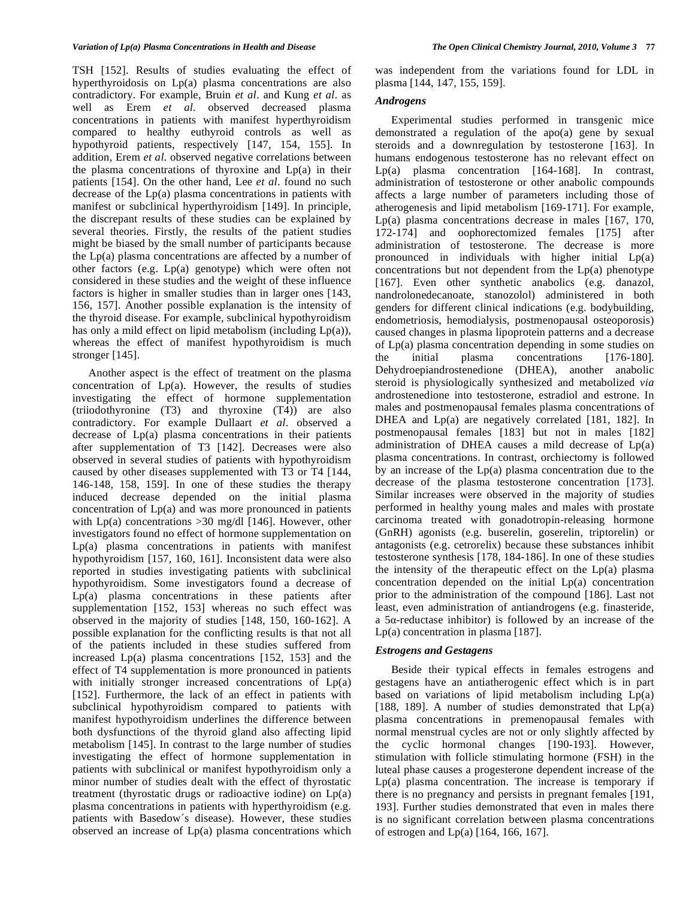TSH [152]. Results of studies evaluating the effect of hyperthyroidosis on Lp(a) plasma concentrations are also contradictory. For example, Bruin *et al*. and Kung *et al*. as well as Erem *et al.* observed decreased plasma concentrations in patients with manifest hyperthyroidism compared to healthy euthyroid controls as well as hypothyroid patients, respectively [147, 154, 155]. In addition, Erem *et al.* observed negative correlations between the plasma concentrations of thyroxine and Lp(a) in their patients [154]. On the other hand, Lee *et al*. found no such decrease of the Lp(a) plasma concentrations in patients with manifest or subclinical hyperthyroidism [149]. In principle, the discrepant results of these studies can be explained by several theories. Firstly, the results of the patient studies might be biased by the small number of participants because the Lp(a) plasma concentrations are affected by a number of other factors (e.g. Lp(a) genotype) which were often not considered in these studies and the weight of these influence factors is higher in smaller studies than in larger ones [143, 156, 157]. Another possible explanation is the intensity of the thyroid disease. For example, subclinical hypothyroidism has only a mild effect on lipid metabolism (including Lp(a)), whereas the effect of manifest hypothyroidism is much stronger [145].

Another aspect is the effect of treatment on the plasma concentration of Lp(a). However, the results of studies investigating the effect of hormone supplementation (triiodothyronine (T3) and thyroxine (T4)) are also contradictory. For example Dullaart *et al*. observed a decrease of Lp(a) plasma concentrations in their patients after supplementation of T3 [142]. Decreases were also observed in several studies of patients with hypothyroidism caused by other diseases supplemented with T3 or T4 [144, 146-148, 158, 159]. In one of these studies the therapy induced decrease depended on the initial plasma concentration of Lp(a) and was more pronounced in patients with Lp(a) concentrations >30 mg/dl [146]. However, other investigators found no effect of hormone supplementation on Lp(a) plasma concentrations in patients with manifest hypothyroidism [157, 160, 161]. Inconsistent data were also reported in studies investigating patients with subclinical hypothyroidism. Some investigators found a decrease of Lp(a) plasma concentrations in these patients after supplementation [152, 153] whereas no such effect was observed in the majority of studies [148, 150, 160-162]. A possible explanation for the conflicting results is that not all of the patients included in these studies suffered from increased Lp(a) plasma concentrations [152, 153] and the effect of T4 supplementation is more pronounced in patients with initially stronger increased concentrations of Lp(a) [152]. Furthermore, the lack of an effect in patients with subclinical hypothyroidism compared to patients with manifest hypothyroidism underlines the difference between both dysfunctions of the thyroid gland also affecting lipid metabolism [145]. In contrast to the large number of studies investigating the effect of hormone supplementation in patients with subclinical or manifest hypothyroidism only a minor number of studies dealt with the effect of thyrostatic treatment (thyrostatic drugs or radioactive iodine) on Lp(a) plasma concentrations in patients with hyperthyroidism (e.g. patients with Basedow´s disease). However, these studies observed an increase of Lp(a) plasma concentrations which was independent from the variations found for LDL in plasma [144, 147, 155, 159].

### *Androgens*

Experimental studies performed in transgenic mice demonstrated a regulation of the apo(a) gene by sexual steroids and a downregulation by testosterone [163]. In humans endogenous testosterone has no relevant effect on Lp(a) plasma concentration [164-168]. In contrast, administration of testosterone or other anabolic compounds affects a large number of parameters including those of atherogenesis and lipid metabolism [169-171]. For example, Lp(a) plasma concentrations decrease in males [167, 170, 172-174] and oophorectomized females [175] after administration of testosterone. The decrease is more pronounced in individuals with higher initial Lp(a) concentrations but not dependent from the Lp(a) phenotype [167]. Even other synthetic anabolics (e.g. danazol, nandrolonedecanoate, stanozolol) administered in both genders for different clinical indications (e.g. bodybuilding, endometriosis, hemodialysis, postmenopausal osteoporosis) caused changes in plasma lipoprotein patterns and a decrease of Lp(a) plasma concentration depending in some studies on the initial plasma concentrations [176-180]. Dehydroepiandrostenedione (DHEA), another anabolic steroid is physiologically synthesized and metabolized *via* androstenedione into testosterone, estradiol and estrone. In males and postmenopausal females plasma concentrations of DHEA and Lp(a) are negatively correlated [181, 182]. In postmenopausal females [183] but not in males [182] administration of DHEA causes a mild decrease of Lp(a) plasma concentrations. In contrast, orchiectomy is followed by an increase of the Lp(a) plasma concentration due to the decrease of the plasma testosterone concentration [173]. Similar increases were observed in the majority of studies performed in healthy young males and males with prostate carcinoma treated with gonadotropin-releasing hormone (GnRH) agonists (e.g. buserelin, goserelin, triptorelin) or antagonists (e.g. cetrorelix) because these substances inhibit testosterone synthesis [178, 184-186]. In one of these studies the intensity of the therapeutic effect on the Lp(a) plasma concentration depended on the initial Lp(a) concentration prior to the administration of the compound [186]. Last not least, even administration of antiandrogens (e.g. finasteride, a 5α-reductase inhibitor) is followed by an increase of the Lp(a) concentration in plasma [187].

### *Estrogens and Gestagens*

Beside their typical effects in females estrogens and gestagens have an antiatherogenic effect which is in part based on variations of lipid metabolism including Lp(a) [188, 189]. A number of studies demonstrated that Lp(a) plasma concentrations in premenopausal females with normal menstrual cycles are not or only slightly affected by the cyclic hormonal changes [190-193]. However, stimulation with follicle stimulating hormone (FSH) in the luteal phase causes a progesterone dependent increase of the Lp(a) plasma concentration. The increase is temporary if there is no pregnancy and persists in pregnant females [191, 193]. Further studies demonstrated that even in males there is no significant correlation between plasma concentrations of estrogen and Lp(a) [164, 166, 167].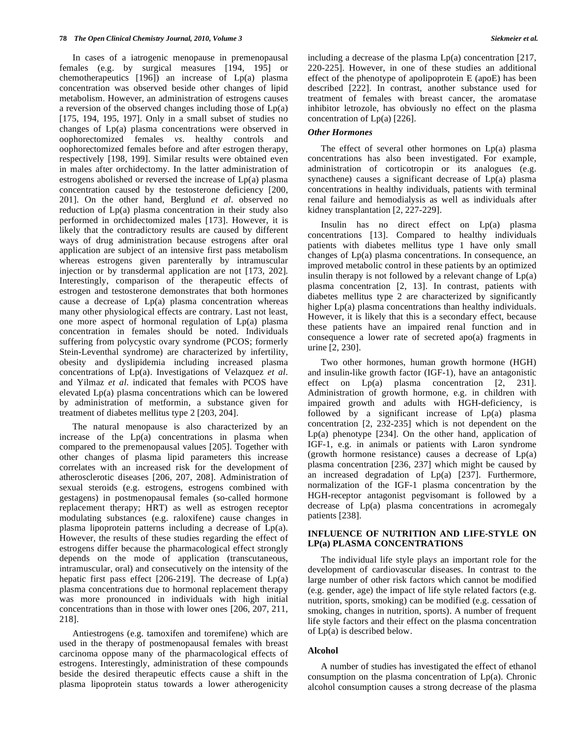In cases of a iatrogenic menopause in premenopausal females (e.g. by surgical measures [194, 195] or chemotherapeutics [196]) an increase of Lp(a) plasma concentration was observed beside other changes of lipid metabolism. However, an administration of estrogens causes a reversion of the observed changes including those of Lp(a) [175, 194, 195, 197]. Only in a small subset of studies no changes of Lp(a) plasma concentrations were observed in oophorectomized females *vs.* healthy controls and oophorectomized females before and after estrogen therapy, respectively [198, 199]. Similar results were obtained even in males after orchidectomy. In the latter administration of estrogens abolished or reversed the increase of Lp(a) plasma concentration caused by the testosterone deficiency [200, 201]. On the other hand, Berglund *et al*. observed no reduction of Lp(a) plasma concentration in their study also performed in orchidectomized males [173]. However, it is likely that the contradictory results are caused by different ways of drug administration because estrogens after oral application are subject of an intensive first pass metabolism whereas estrogens given parenterally by intramuscular injection or by transdermal application are not [173, 202]. Interestingly, comparison of the therapeutic effects of estrogen and testosterone demonstrates that both hormones cause a decrease of Lp(a) plasma concentration whereas many other physiological effects are contrary. Last not least, one more aspect of hormonal regulation of Lp(a) plasma concentration in females should be noted. Individuals suffering from polycystic ovary syndrome (PCOS; formerly Stein-Leventhal syndrome) are characterized by infertility, obesity and dyslipidemia including increased plasma concentrations of Lp(a). Investigations of Velazquez *et al*. and Yilmaz *et al*. indicated that females with PCOS have elevated Lp(a) plasma concentrations which can be lowered by administration of metformin, a substance given for treatment of diabetes mellitus type 2 [203, 204].

The natural menopause is also characterized by an increase of the Lp(a) concentrations in plasma when compared to the premenopausal values [205]. Together with other changes of plasma lipid parameters this increase correlates with an increased risk for the development of atherosclerotic diseases [206, 207, 208]. Administration of sexual steroids (e.g. estrogens, estrogens combined with gestagens) in postmenopausal females (so-called hormone replacement therapy; HRT) as well as estrogen receptor modulating substances (e.g. raloxifene) cause changes in plasma lipoprotein patterns including a decrease of Lp(a). However, the results of these studies regarding the effect of estrogens differ because the pharmacological effect strongly depends on the mode of application (transcutaneous, intramuscular, oral) and consecutively on the intensity of the hepatic first pass effect [206-219]. The decrease of Lp(a) plasma concentrations due to hormonal replacement therapy was more pronounced in individuals with high initial concentrations than in those with lower ones [206, 207, 211, 218].

Antiestrogens (e.g. tamoxifen and toremifene) which are used in the therapy of postmenopausal females with breast carcinoma oppose many of the pharmacological effects of estrogens. Interestingly, administration of these compounds beside the desired therapeutic effects cause a shift in the plasma lipoprotein status towards a lower atherogenicity including a decrease of the plasma Lp(a) concentration [217, 220-225]. However, in one of these studies an additional effect of the phenotype of apolipoprotein E (apoE) has been described [222]. In contrast, another substance used for treatment of females with breast cancer, the aromatase inhibitor letrozole, has obviously no effect on the plasma concentration of Lp(a) [226].

### *Other Hormones*

The effect of several other hormones on Lp(a) plasma concentrations has also been investigated. For example, administration of corticotropin or its analogues (e.g. synacthene) causes a significant decrease of Lp(a) plasma concentrations in healthy individuals, patients with terminal renal failure and hemodialysis as well as individuals after kidney transplantation [2, 227-229].

Insulin has no direct effect on Lp(a) plasma concentrations [13]. Compared to healthy individuals patients with diabetes mellitus type 1 have only small changes of Lp(a) plasma concentrations. In consequence, an improved metabolic control in these patients by an optimized insulin therapy is not followed by a relevant change of Lp(a) plasma concentration [2, 13]. In contrast, patients with diabetes mellitus type 2 are characterized by significantly higher Lp(a) plasma concentrations than healthy individuals. However, it is likely that this is a secondary effect, because these patients have an impaired renal function and in consequence a lower rate of secreted apo(a) fragments in urine [2, 230].

Two other hormones, human growth hormone (HGH) and insulin-like growth factor (IGF-1), have an antagonistic effect on Lp(a) plasma concentration [2, 231]. Administration of growth hormone, e.g. in children with impaired growth and adults with HGH-deficiency, is followed by a significant increase of Lp(a) plasma concentration [2, 232-235] which is not dependent on the Lp(a) phenotype [234]. On the other hand, application of IGF-1, e.g. in animals or patients with Laron syndrome (growth hormone resistance) causes a decrease of Lp(a) plasma concentration [236, 237] which might be caused by an increased degradation of Lp(a) [237]. Furthermore, normalization of the IGF-1 plasma concentration by the HGH-receptor antagonist pegvisomant is followed by a decrease of Lp(a) plasma concentrations in acromegaly patients [238].

## INFLUENCE OF NUTRITION AND LIFE-STYLE ON LP(a) PLASMA CONCENTRATIONS

The individual life style plays an important role for the development of cardiovascular diseases. In contrast to the large number of other risk factors which cannot be modified (e.g. gender, age) the impact of life style related factors (e.g. nutrition, sports, smoking) can be modified (e.g. cessation of smoking, changes in nutrition, sports). A number of frequent life style factors and their effect on the plasma concentration of Lp(a) is described below.

### Alcohol

A number of studies has investigated the effect of ethanol consumption on the plasma concentration of Lp(a). Chronic alcohol consumption causes a strong decrease of the plasma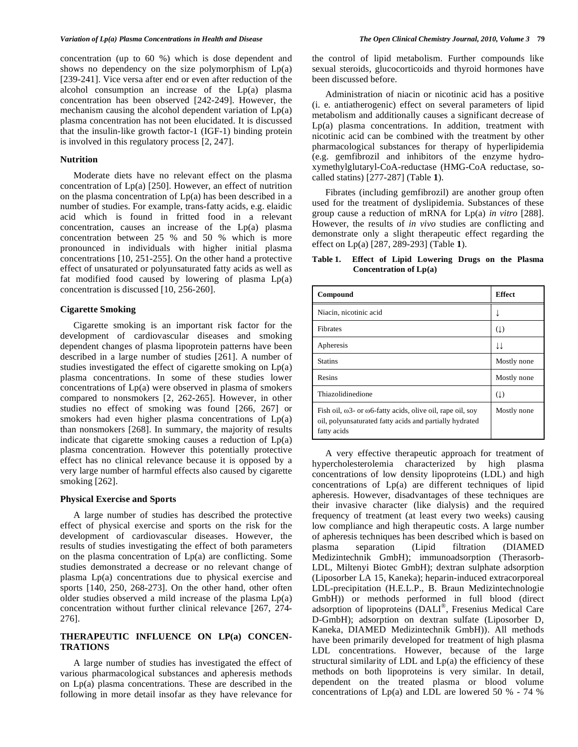concentration (up to 60 %) which is dose dependent and shows no dependency on the size polymorphism of Lp(a) [239-241]. Vice versa after end or even after reduction of the alcohol consumption an increase of the Lp(a) plasma concentration has been observed [242-249]. However, the mechanism causing the alcohol dependent variation of Lp(a) plasma concentration has not been elucidated. It is discussed that the insulin-like growth factor-1 (IGF-1) binding protein is involved in this regulatory process [2, 247].

### Nutrition

Moderate diets have no relevant effect on the plasma concentration of Lp(a) [250]. However, an effect of nutrition on the plasma concentration of Lp(a) has been described in a number of studies. For example, trans-fatty acids, e.g. elaidic acid which is found in fritted food in a relevant concentration, causes an increase of the Lp(a) plasma concentration between 25 % and 50 % which is more pronounced in individuals with higher initial plasma concentrations [10, 251-255]. On the other hand a protective effect of unsaturated or polyunsaturated fatty acids as well as fat modified food caused by lowering of plasma Lp(a) concentration is discussed [10, 256-260].

### Cigarette Smoking

Cigarette smoking is an important risk factor for the development of cardiovascular diseases and smoking dependent changes of plasma lipoprotein patterns have been described in a large number of studies [261]. A number of studies investigated the effect of cigarette smoking on Lp(a) plasma concentrations. In some of these studies lower concentrations of Lp(a) were observed in plasma of smokers compared to nonsmokers [2, 262-265]. However, in other studies no effect of smoking was found [266, 267] or smokers had even higher plasma concentrations of Lp(a) than nonsmokers [268]. In summary, the majority of results indicate that cigarette smoking causes a reduction of Lp(a) plasma concentration. However this potentially protective effect has no clinical relevance because it is opposed by a very large number of harmful effects also caused by cigarette smoking [262].

### Physical Exercise and Sports

A large number of studies has described the protective effect of physical exercise and sports on the risk for the development of cardiovascular diseases. However, the results of studies investigating the effect of both parameters on the plasma concentration of Lp(a) are conflicting. Some studies demonstrated a decrease or no relevant change of plasma Lp(a) concentrations due to physical exercise and sports [140, 250, 268-273]. On the other hand, other often older studies observed a mild increase of the plasma Lp(a) concentration without further clinical relevance [267, 274-276].

## THERAPEUTIC INFLUENCE ON LP(a) CONCENTRATIONS

A large number of studies has investigated the effect of various pharmacological substances and apheresis methods on Lp(a) plasma concentrations. These are described in the following in more detail insofar as they have relevance for the control of lipid metabolism. Further compounds like sexual steroids, glucocorticoids and thyroid hormones have been discussed before.

Administration of niacin or nicotinic acid has a positive (i. e. antiatherogenic) effect on several parameters of lipid metabolism and additionally causes a significant decrease of Lp(a) plasma concentrations. In addition, treatment with nicotinic acid can be combined with the treatment by other pharmacological substances for therapy of hyperlipidemia (e.g. gemfibrozil and inhibitors of the enzyme hydroxymethylglutaryl-CoA-reductase (HMG-CoA reductase, so-called statins) [277-287] (Table **1**).

Fibrates (including gemfibrozil) are another group often used for the treatment of dyslipidemia. Substances of these group cause a reduction of mRNA for Lp(a) *in vitro* [288]. However, the results of *in vivo* studies are conflicting and demonstrate only a slight therapeutic effect regarding the effect on Lp(a) [287, 289-293] (Table **1**).

**Table 1. Effect of Lipid Lowering Drugs on the Plasma Concentration of Lp(a)**

| Compound | Effect |
|---|---|
| Niacin, nicotinic acid | ↓ |
| Fibrates | (↓) |
| Apheresis | ↓↓ |
| Statins | Mostly none |
| Resins | Mostly none |
| Thiazolidinedione | (↓) |
| Fish oil, ω3- or ω6-fatty acids, olive oil, rape oil, soy oil, polyunsaturated fatty acids and partially hydrated fatty acids | Mostly none |

A very effective therapeutic approach for treatment of hypercholesterolemia characterized by high plasma concentrations of low density lipoproteins (LDL) and high concentrations of Lp(a) are different techniques of lipid apheresis. However, disadvantages of these techniques are their invasive character (like dialysis) and the required frequency of treatment (at least every two weeks) causing low compliance and high therapeutic costs. A large number of apheresis techniques has been described which is based on plasma separation (Lipid filtration (DIAMED Medizintechnik GmbH); immunoadsorption (Therasorb-LDL, Miltenyi Biotec GmbH); dextran sulphate adsorption (Liposorber LA 15, Kaneka); heparin-induced extracorporeal LDL-precipitation (H.E.L.P., B. Braun Medizintechnologie GmbH)) or methods performed in full blood (direct adsorption of lipoproteins (DALI®, Fresenius Medical Care D-GmbH); adsorption on dextran sulfate (Liposorber D, Kaneka, DIAMED Medizintechnik GmbH)). All methods have been primarily developed for treatment of high plasma LDL concentrations. However, because of the large structural similarity of LDL and Lp(a) the efficiency of these methods on both lipoproteins is very similar. In detail, dependent on the treated plasma or blood volume concentrations of Lp(a) and LDL are lowered 50 % - 74 %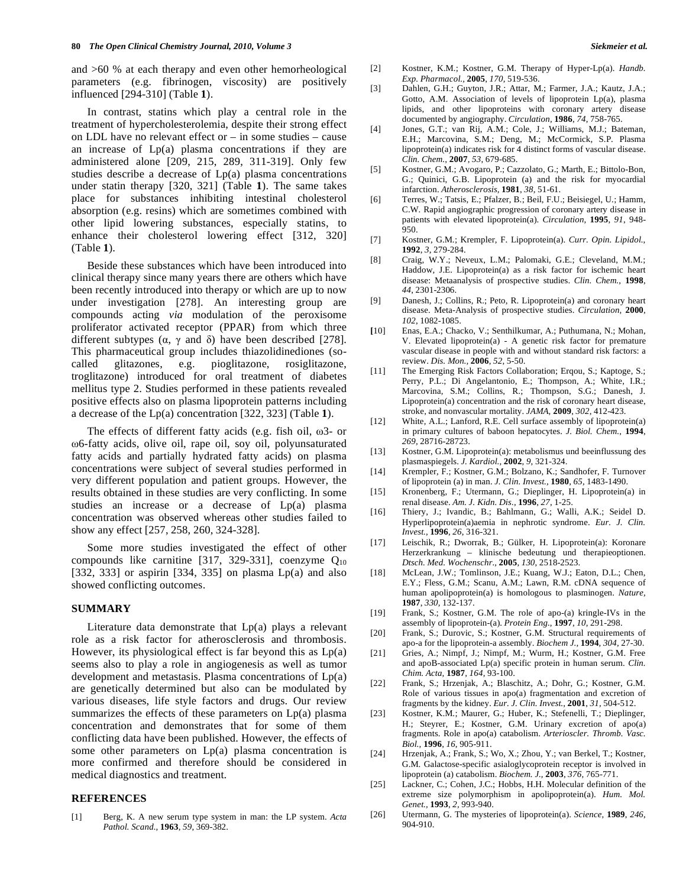and >60 % at each therapy and even other hemorheological parameters (e.g. fibrinogen, viscosity) are positively influenced [294-310] (Table **1**).

In contrast, statins which play a central role in the treatment of hypercholesterolemia, despite their strong effect on LDL have no relevant effect or – in some studies – cause an increase of Lp(a) plasma concentrations if they are administered alone [209, 215, 289, 311-319]. Only few studies describe a decrease of Lp(a) plasma concentrations under statin therapy [320, 321] (Table **1**). The same takes place for substances inhibiting intestinal cholesterol absorption (e.g. resins) which are sometimes combined with other lipid lowering substances, especially statins, to enhance their cholesterol lowering effect [312, 320] (Table **1**).

Beside these substances which have been introduced into clinical therapy since many years there are others which have been recently introduced into therapy or which are up to now under investigation [278]. An interesting group are compounds acting *via* modulation of the peroxisome proliferator activated receptor (PPAR) from which three different subtypes (α, γ and δ) have been described [278]. This pharmaceutical group includes thiazolidinediones (so-called glitazones, e.g. pioglitazone, rosiglitazone, troglitazone) introduced for oral treatment of diabetes mellitus type 2. Studies performed in these patients revealed positive effects also on plasma lipoprotein patterns including a decrease of the Lp(a) concentration [322, 323] (Table **1**).

The effects of different fatty acids (e.g. fish oil, ω3- or ω6-fatty acids, olive oil, rape oil, soy oil, polyunsaturated fatty acids and partially hydrated fatty acids) on plasma concentrations were subject of several studies performed in very different population and patient groups. However, the results obtained in these studies are very conflicting. In some studies an increase or a decrease of Lp(a) plasma concentration was observed whereas other studies failed to show any effect [257, 258, 260, 324-328].

Some more studies investigated the effect of other compounds like carnitine [317, 329-331], coenzyme $Q_{10}$ [332, 333] or aspirin [334, 335] on plasma Lp(a) and also showed conflicting outcomes.

## SUMMARY

Literature data demonstrate that Lp(a) plays a relevant role as a risk factor for atherosclerosis and thrombosis. However, its physiological effect is far beyond this as Lp(a) seems also to play a role in angiogenesis as well as tumor development and metastasis. Plasma concentrations of Lp(a) are genetically determined but also can be modulated by various diseases, life style factors and drugs. Our review summarizes the effects of these parameters on Lp(a) plasma concentration and demonstrates that for some of them conflicting data have been published. However, the effects of some other parameters on Lp(a) plasma concentration is more confirmed and therefore should be considered in medical diagnostics and treatment.

## REFERENCES

[1] Berg, K. A new serum type system in man: the LP system. *Acta Pathol. Scand.*, **1963**, *59*, 369-382.

[2] Kostner, K.M.; Kostner, G.M. Therapy of Hyper-Lp(a). *Handb. Exp. Pharmacol.*, **2005**, *170*, 519-536.

[3] Dahlen, G.H.; Guyton, J.R.; Attar, M.; Farmer, J.A.; Kautz, J.A.; Gotto, A.M. Association of levels of lipoprotein Lp(a), plasma lipids, and other lipoproteins with coronary artery disease documented by angiography. *Circulation*, **1986**, *74*, 758-765.

[4] Jones, G.T.; van Rij, A.M.; Cole, J.; Williams, M.J.; Bateman, E.H.; Marcovina, S.M.; Deng, M.; McCormick, S.P. Plasma lipoprotein(a) indicates risk for 4 distinct forms of vascular disease. *Clin. Chem.*, **2007**, *53*, 679-685.

[5] Kostner, G.M.; Avogaro, P.; Cazzolato, G.; Marth, E.; Bittolo-Bon, G.; Quinici, G.B. Lipoprotein (a) and the risk for myocardial infarction. *Atherosclerosis*, **1981**, *38*, 51-61.

[6] Terres, W.; Tatsis, E.; Pfalzer, B.; Beil, F.U.; Beisiegel, U.; Hamm, C.W. Rapid angiographic progression of coronary artery disease in patients with elevated lipoprotein(a). *Circulation*, **1995**, *91*, 948-950.

[7] Kostner, G.M.; Krempler, F. Lipoprotein(a). *Curr. Opin. Lipidol.*, **1992**, *3*, 279-284.

[8] Craig, W.Y.; Neveux, L.M.; Palomaki, G.E.; Cleveland, M.M.; Haddow, J.E. Lipoprotein(a) as a risk factor for ischemic heart disease: Metaanalysis of prospective studies. *Clin. Chem.*, **1998**, *44*, 2301-2306.

[9] Danesh, J.; Collins, R.; Peto, R. Lipoprotein(a) and coronary heart disease. Meta-Analysis of prospective studies. *Circulation*, **2000**, *102*, 1082-1085.

[10] Enas, E.A.; Chacko, V.; Senthilkumar, A.; Puthumana, N.; Mohan, V. Elevated lipoprotein(a) - A genetic risk factor for premature vascular disease in people with and without standard risk factors: a review. *Dis. Mon.*, **2006**, *52*, 5-50.

[11] The Emerging Risk Factors Collaboration; Erqou, S.; Kaptoge, S.; Perry, P.L.; Di Angelantonio, E.; Thompson, A.; White, I.R.; Marcovina, S.M.; Collins, R.; Thompson, S.G.; Danesh, J. Lipoprotein(a) concentration and the risk of coronary heart disease, stroke, and nonvascular mortality. *JAMA*, **2009**, *302*, 412-423.

[12] White, A.L.; Lanford, R.E. Cell surface assembly of lipoprotein(a) in primary cultures of baboon hepatocytes. *J. Biol. Chem.*, **1994**, *269*, 28716-28723.

[13] Kostner, G.M. Lipoprotein(a): metabolismus und beeinflussung des plasmaspiegels. *J. Kardiol.*, **2002**, *9*, 321-324.

[14] Krempler, F.; Kostner, G.M.; Bolzano, K.; Sandhofer, F. Turnover of lipoprotein (a) in man. *J. Clin. Invest.*, **1980**, *65*, 1483-1490.

[15] Kronenberg, F.; Utermann, G.; Dieplinger, H. Lipoprotein(a) in renal disease. *Am. J. Kidn. Dis.*, **1996**, *27*, 1-25.

[16] Thiery, J.; Ivandic, B.; Bahlmann, G.; Walli, A.K.; Seidel D. Hyperlipoprotein(a)aemia in nephrotic syndrome. *Eur. J. Clin. Invest.*, **1996**, *26*, 316-321.

[17] Leischik, R.; Dworrak, B.; Gülker, H. Lipoprotein(a): Koronare Herzerkrankung – klinische bedeutung und therapieoptionen. *Dtsch. Med. Wochenschr.*, **2005**, *130*, 2518-2523.

[18] McLean, J.W.; Tomlinson, J.E.; Kuang, W.J.; Eaton, D.L.; Chen, E.Y.; Fless, G.M.; Scanu, A.M.; Lawn, R.M. cDNA sequence of human apolipoprotein(a) is homologous to plasminogen. *Nature*, **1987**, *330*, 132-137.

[19] Frank, S.; Kostner, G.M. The role of apo-(a) kringle-IVs in the assembly of lipoprotein-(a). *Protein Eng.*, **1997**, *10*, 291-298.

[20] Frank, S.; Durovic, S.; Kostner, G.M. Structural requirements of apo-a for the lipoprotein-a assembly. *Biochem J.*, **1994**, *304*, 27-30.

[21] Gries, A.; Nimpf, J.; Nimpf, M.; Wurm, H.; Kostner, G.M. Free and apoB-associated Lp(a) specific protein in human serum. *Clin. Chim. Acta*, **1987**, *164*, 93-100.

[22] Frank, S.; Hrzenjak, A.; Blaschitz, A.; Dohr, G.; Kostner, G.M. Role of various tissues in apo(a) fragmentation and excretion of fragments by the kidney. *Eur. J. Clin. Invest.*, **2001**, *31*, 504-512.

[23] Kostner, K.M.; Maurer, G.; Huber, K.; Stefenelli, T.; Dieplinger, H.; Steyrer, E.; Kostner, G.M. Urinary excretion of apo(a) fragments. Role in apo(a) catabolism. *Arterioscler. Thromb. Vasc. Biol.*, **1996**, *16*, 905-911.

[24] Hrzenjak, A.; Frank, S.; Wo, X.; Zhou, Y.; van Berkel, T.; Kostner, G.M. Galactose-specific asialoglycoprotein receptor is involved in lipoprotein (a) catabolism. *Biochem. J.*, **2003**, *376*, 765-771.

[25] Lackner, C.; Cohen, J.C.; Hobbs, H.H. Molecular definition of the extreme size polymorphism in apolipoprotein(a). *Hum. Mol. Genet.*, **1993**, *2*, 993-940.

[26] Utermann, G. The mysteries of lipoprotein(a). *Science*, **1989**, *246*, 904-910.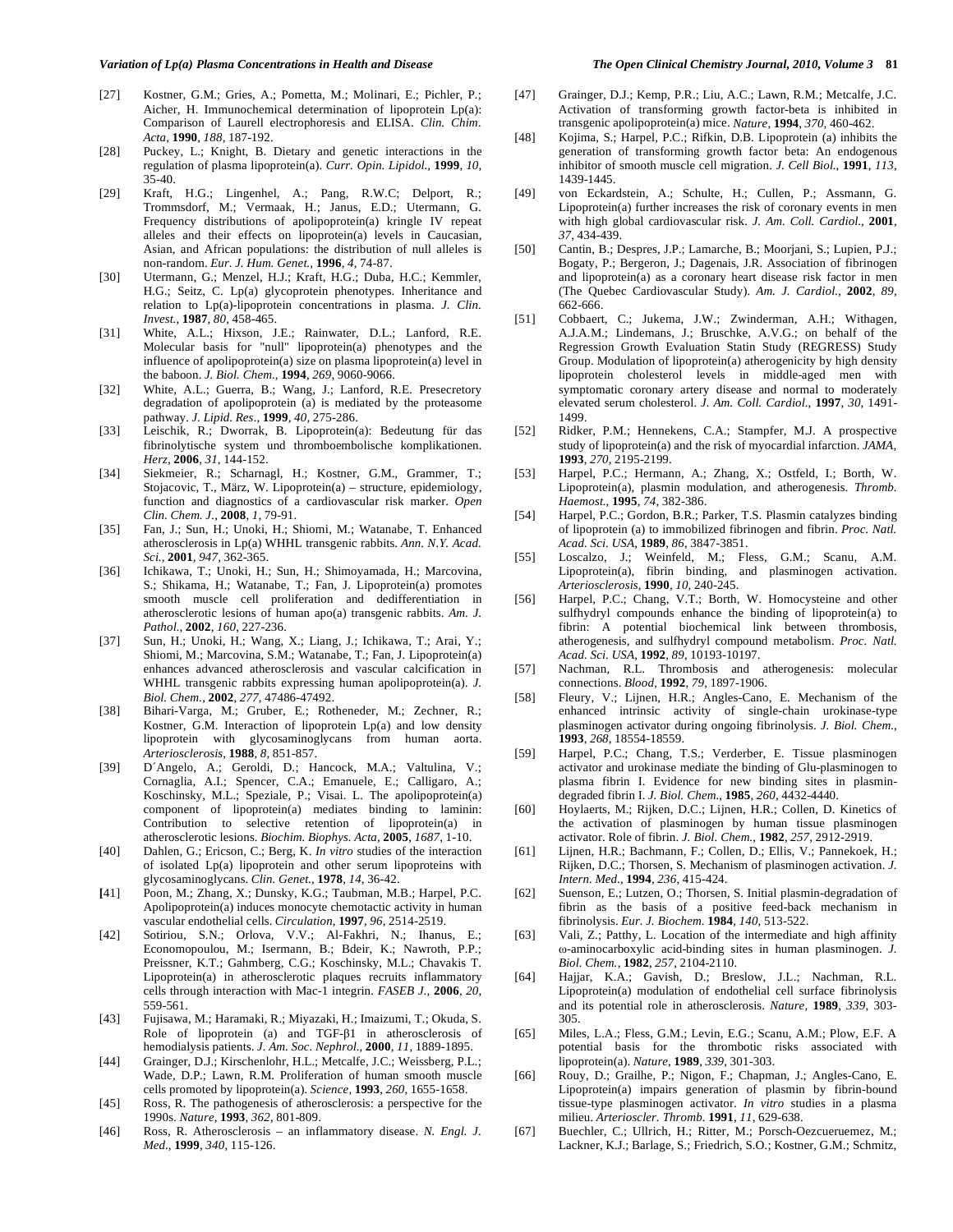[27] Kostner, G.M.; Gries, A.; Pometta, M.; Molinari, E.; Pichler, P.; Aicher, H. Immunochemical determination of lipoprotein Lp(a): Comparison of Laurell electrophoresis and ELISA. *Clin. Chim. Acta*, **1990**, *188*, 187-192.

[28] Puckey, L.; Knight, B. Dietary and genetic interactions in the regulation of plasma lipoprotein(a). *Curr. Opin. Lipidol.*, **1999**, *10*, 35-40.

[29] Kraft, H.G.; Lingenhel, A.; Pang, R.W.C; Delport, R.; Trommsdorf, M.; Vermaak, H.; Janus, E.D.; Utermann, G. Frequency distributions of apolipoprotein(a) kringle IV repeat alleles and their effects on lipoprotein(a) levels in Caucasian, Asian, and African populations: the distribution of null alleles is non-random. *Eur. J. Hum. Genet.*, **1996**, *4*, 74-87.

[30] Utermann, G.; Menzel, H.J.; Kraft, H.G.; Duba, H.C.; Kemmler, H.G.; Seitz, C. Lp(a) glycoprotein phenotypes. Inheritance and relation to Lp(a)-lipoprotein concentrations in plasma. *J. Clin. Invest.*, **1987**, *80*, 458-465.

[31] White, A.L.; Hixson, J.E.; Rainwater, D.L.; Lanford, R.E. Molecular basis for "null" lipoprotein(a) phenotypes and the influence of apolipoprotein(a) size on plasma lipoprotein(a) level in the baboon. *J. Biol. Chem.*, **1994**, *269*, 9060-9066.

[32] White, A.L.; Guerra, B.; Wang, J.; Lanford, R.E. Presecretory degradation of apolipoprotein (a) is mediated by the proteasome pathway. *J. Lipid. Res.*, **1999**, *40*, 275-286.

[33] Leischik, R.; Dworrak, B. Lipoprotein(a): Bedeutung für das fibrinolytische system und thromboembolische komplikationen. *Herz*, **2006**, *31*, 144-152.

[34] Siekmeier, R.; Scharnagl, H.; Kostner, G.M., Grammer, T.; Stojacovic, T., März, W. Lipoprotein(a) – structure, epidemiology, function and diagnostics of a cardiovascular risk marker. *Open Clin. Chem. J.*, **2008**, *1*, 79-91.

[35] Fan, J.; Sun, H.; Unoki, H.; Shiomi, M.; Watanabe, T. Enhanced atherosclerosis in Lp(a) WHHL transgenic rabbits. *Ann. N.Y. Acad. Sci.*, **2001**, *947*, 362-365.

[36] Ichikawa, T.; Unoki, H.; Sun, H.; Shimoyamada, H.; Marcovina, S.; Shikama, H.; Watanabe, T.; Fan, J. Lipoprotein(a) promotes smooth muscle cell proliferation and dedifferentiation in atherosclerotic lesions of human apo(a) transgenic rabbits. *Am. J. Pathol.*, **2002**, *160*, 227-236.

[37] Sun, H.; Unoki, H.; Wang, X.; Liang, J.; Ichikawa, T.; Arai, Y.; Shiomi, M.; Marcovina, S.M.; Watanabe, T.; Fan, J. Lipoprotein(a) enhances advanced atherosclerosis and vascular calcification in WHHL transgenic rabbits expressing human apolipoprotein(a). *J. Biol. Chem.*, **2002**, *277*, 47486-47492.

[38] Bihari-Varga, M.; Gruber, E.; Rotheneder, M.; Zechner, R.; Kostner, G.M. Interaction of lipoprotein Lp(a) and low density lipoprotein with glycosaminoglycans from human aorta. *Arteriosclerosis*, **1988**, *8*, 851-857.

[39] D´Angelo, A.; Geroldi, D.; Hancock, M.A.; Valtulina, V.; Cornaglia, A.I.; Spencer, C.A.; Emanuele, E.; Calligaro, A.; Koschinsky, M.L.; Speziale, P.; Visai. L. The apolipoprotein(a) component of lipoprotein(a) mediates binding to laminin: Contribution to selective retention of lipoprotein(a) in atherosclerotic lesions. *Biochim. Biophys. Acta*, **2005**, *1687*, 1-10.

[40] Dahlen, G.; Ericson, C.; Berg, K. *In vitro* studies of the interaction of isolated Lp(a) lipoprotein and other serum lipoproteins with glycosaminoglycans. *Clin. Genet.*, **1978**, *14*, 36-42.

[41] Poon, M.; Zhang, X.; Dunsky, K.G.; Taubman, M.B.; Harpel, P.C. Apolipoprotein(a) induces monocyte chemotactic activity in human vascular endothelial cells. *Circulation*, **1997**, *96*, 2514-2519.

[42] Sotiriou, S.N.; Orlova, V.V.; Al-Fakhri, N.; Ihanus, E.; Economopoulou, M.; Isermann, B.; Bdeir, K.; Nawroth, P.P.; Preissner, K.T.; Gahmberg, C.G.; Koschinsky, M.L.; Chavakis T. Lipoprotein(a) in atherosclerotic plaques recruits inflammatory cells through interaction with Mac-1 integrin. *FASEB J.*, **2006**, *20*, 559-561.

[43] Fujisawa, M.; Haramaki, R.; Miyazaki, H.; Imaizumi, T.; Okuda, S. Role of lipoprotein (a) and TGF-β1 in atherosclerosis of hemodialysis patients. *J. Am. Soc. Nephrol.*, **2000**, *11*, 1889-1895.

[44] Grainger, D.J.; Kirschenlohr, H.L.; Metcalfe, J.C.; Weissberg, P.L.; Wade, D.P.; Lawn, R.M. Proliferation of human smooth muscle cells promoted by lipoprotein(a). *Science*, **1993**, *260*, 1655-1658.

[45] Ross, R. The pathogenesis of atherosclerosis: a perspective for the 1990s. *Nature*, **1993**, *362*, 801-809.

[46] Ross, R. Atherosclerosis – an inflammatory disease. *N. Engl. J. Med.*, **1999**, *340*, 115-126.

[47] Grainger, D.J.; Kemp, P.R.; Liu, A.C.; Lawn, R.M.; Metcalfe, J.C. Activation of transforming growth factor-beta is inhibited in transgenic apolipoprotein(a) mice. *Nature*, **1994**, *370*, 460-462.

[48] Kojima, S.; Harpel, P.C.; Rifkin, D.B. Lipoprotein (a) inhibits the generation of transforming growth factor beta: An endogenous inhibitor of smooth muscle cell migration. *J. Cell Biol.*, **1991**, *113*, 1439-1445.

[49] von Eckardstein, A.; Schulte, H.; Cullen, P.; Assmann, G. Lipoprotein(a) further increases the risk of coronary events in men with high global cardiovascular risk. *J. Am. Coll. Cardiol.*, **2001**, *37*, 434-439.

[50] Cantin, B.; Despres, J.P.; Lamarche, B.; Moorjani, S.; Lupien, P.J.; Bogaty, P.; Bergeron, J.; Dagenais, J.R. Association of fibrinogen and lipoprotein(a) as a coronary heart disease risk factor in men (The Quebec Cardiovascular Study). *Am. J. Cardiol.*, **2002**, *89*, 662-666.

[51] Cobbaert, C.; Jukema, J.W.; Zwinderman, A.H.; Withagen, A.J.A.M.; Lindemans, J.; Bruschke, A.V.G.; on behalf of the Regression Growth Evaluation Statin Study (REGRESS) Study Group. Modulation of lipoprotein(a) atherogenicity by high density lipoprotein cholesterol levels in middle-aged men with symptomatic coronary artery disease and normal to moderately elevated serum cholesterol. *J. Am. Coll. Cardiol.*, **1997**, *30*, 1491-1499.

[52] Ridker, P.M.; Hennekens, C.A.; Stampfer, M.J. A prospective study of lipoprotein(a) and the risk of myocardial infarction. *JAMA*, **1993**, *270*, 2195-2199.

[53] Harpel, P.C.; Hermann, A.; Zhang, X.; Ostfeld, I.; Borth, W. Lipoprotein(a), plasmin modulation, and atherogenesis. *Thromb. Haemost.*, **1995**, *74*, 382-386.

[54] Harpel, P.C.; Gordon, B.R.; Parker, T.S. Plasmin catalyzes binding of lipoprotein (a) to immobilized fibrinogen and fibrin. *Proc. Natl. Acad. Sci. USA*, **1989**, *86*, 3847-3851.

[55] Loscalzo, J.; Weinfeld, M.; Fless, G.M.; Scanu, A.M. Lipoprotein(a), fibrin binding, and plasminogen activation. *Arteriosclerosis*, **1990**, *10*, 240-245.

[56] Harpel, P.C.; Chang, V.T.; Borth, W. Homocysteine and other sulfhydryl compounds enhance the binding of lipoprotein(a) to fibrin: A potential biochemical link between thrombosis, atherogenesis, and sulfhydryl compound metabolism. *Proc. Natl. Acad. Sci. USA*, **1992**, *89*, 10193-10197.

[57] Nachman, R.L. Thrombosis and atherogenesis: molecular connections. *Blood*, **1992**, *79*, 1897-1906.

[58] Fleury, V.; Lijnen, H.R.; Angles-Cano, E. Mechanism of the enhanced intrinsic activity of single-chain urokinase-type plasminogen activator during ongoing fibrinolysis. *J. Biol. Chem.*, **1993**, *268*, 18554-18559.

[59] Harpel, P.C.; Chang, T.S.; Verderber, E. Tissue plasminogen activator and urokinase mediate the binding of Glu-plasminogen to plasma fibrin I. Evidence for new binding sites in plasmin-degraded fibrin I. *J. Biol. Chem.*, **1985**, *260*, 4432-4440.

[60] Hoylaerts, M.; Rijken, D.C.; Lijnen, H.R.; Collen, D. Kinetics of the activation of plasminogen by human tissue plasminogen activator. Role of fibrin. *J. Biol. Chem.*, **1982**, *257*, 2912-2919.

[61] Lijnen, H.R.; Bachmann, F.; Collen, D.; Ellis, V.; Pannekoek, H.; Rijken, D.C.; Thorsen, S. Mechanism of plasminogen activation. *J. Intern. Med.*, **1994**, *236*, 415-424.

[62] Suenson, E.; Lutzen, O.; Thorsen, S. Initial plasmin-degradation of fibrin as the basis of a positive feed-back mechanism in fibrinolysis. *Eur. J. Biochem.* **1984**, *140*, 513-522.

[63] Vali, Z.; Patthy, L. Location of the intermediate and high affinity ω-aminocarboxylic acid-binding sites in human plasminogen. *J. Biol. Chem.*, **1982**, *257*, 2104-2110.

[64] Hajjar, K.A.; Gavish, D.; Breslow, J.L.; Nachman, R.L. Lipoprotein(a) modulation of endothelial cell surface fibrinolysis and its potential role in atherosclerosis. *Nature*, **1989**, *339*, 303-305.

[65] Miles, L.A.; Fless, G.M.; Levin, E.G.; Scanu, A.M.; Plow, E.F. A potential basis for the thrombotic risks associated with lipoprotein(a). *Nature*, **1989**, *339*, 301-303.

[66] Rouy, D.; Grailhe, P.; Nigon, F.; Chapman, J.; Angles-Cano, E. Lipoprotein(a) impairs generation of plasmin by fibrin-bound tissue-type plasminogen activator. *In vitro* studies in a plasma milieu. *Arterioscler. Thromb.* **1991**, *11*, 629-638.

[67] Buechler, C.; Ullrich, H.; Ritter, M.; Porsch-Oezcueruemez, M.; Lackner, K.J.; Barlage, S.; Friedrich, S.O.; Kostner, G.M.; Schmitz,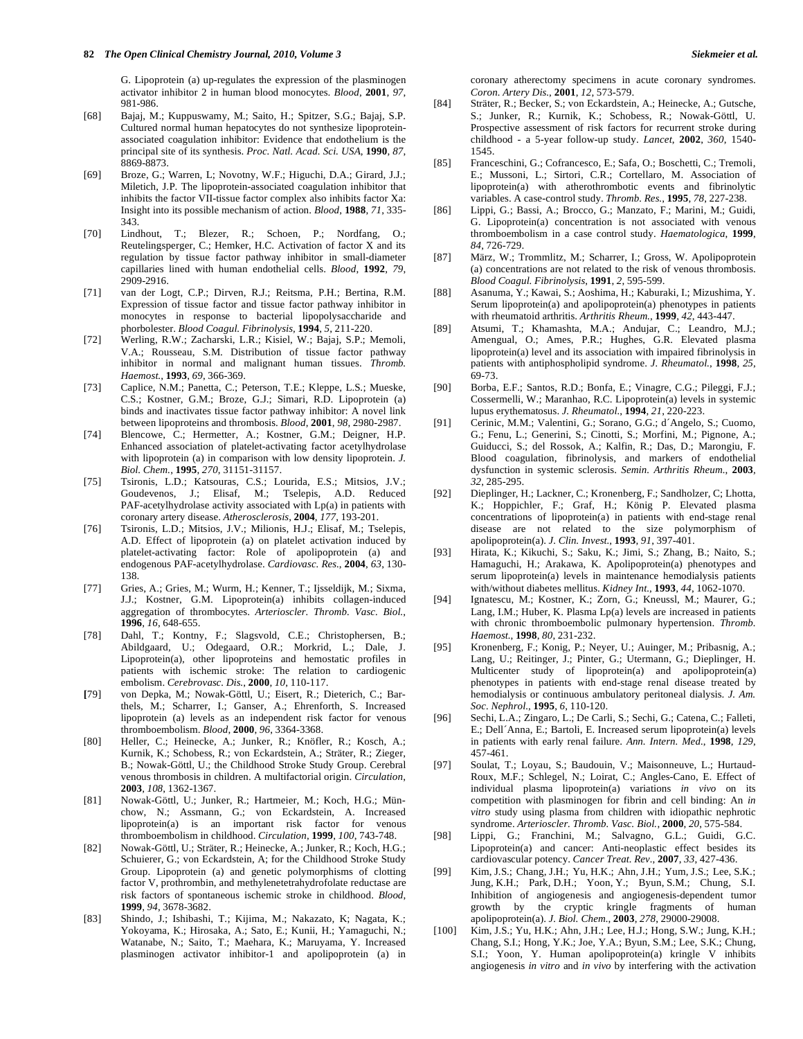G. Lipoprotein (a) up-regulates the expression of the plasminogen activator inhibitor 2 in human blood monocytes. *Blood*, **2001**, *97*, 981-986.

[68] Bajaj, M.; Kuppuswamy, M.; Saito, H.; Spitzer, S.G.; Bajaj, S.P. Cultured normal human hepatocytes do not synthesize lipoprotein-associated coagulation inhibitor: Evidence that endothelium is the principal site of its synthesis. *Proc. Natl. Acad. Sci. USA*, **1990**, *87*, 8869-8873.

[69] Broze, G.; Warren, L; Novotny, W.F.; Higuchi, D.A.; Girard, J.J.; Miletich, J.P. The lipoprotein-associated coagulation inhibitor that inhibits the factor VII-tissue factor complex also inhibits factor Xa: Insight into its possible mechanism of action. *Blood*, **1988**, *71*, 335-343.

[70] Lindhout, T.; Blezer, R.; Schoen, P.; Nordfang, O.; Reutelingsperger, C.; Hemker, H.C. Activation of factor X and its regulation by tissue factor pathway inhibitor in small-diameter capillaries lined with human endothelial cells. *Blood*, **1992**, *79*, 2909-2916.

[71] van der Logt, C.P.; Dirven, R.J.; Reitsma, P.H.; Bertina, R.M. Expression of tissue factor and tissue factor pathway inhibitor in monocytes in response to bacterial lipopolysaccharide and phorbolester. *Blood Coagul. Fibrinolysis*, **1994**, *5*, 211-220.

[72] Werling, R.W.; Zacharski, L.R.; Kisiel, W.; Bajaj, S.P.; Memoli, V.A.; Rousseau, S.M. Distribution of tissue factor pathway inhibitor in normal and malignant human tissues. *Thromb. Haemost.*, **1993**, *69*, 366-369.

[73] Caplice, N.M.; Panetta, C.; Peterson, T.E.; Kleppe, L.S.; Mueske, C.S.; Kostner, G.M.; Broze, G.J.; Simari, R.D. Lipoprotein (a) binds and inactivates tissue factor pathway inhibitor: A novel link between lipoproteins and thrombosis. *Blood*, **2001**, *98*, 2980-2987.

[74] Blencowe, C.; Hermetter, A.; Kostner, G.M.; Deigner, H.P. Enhanced association of platelet-activating factor acetylhydrolase with lipoprotein (a) in comparison with low density lipoprotein. *J. Biol. Chem.*, **1995**, *270*, 31151-31157.

[75] Tsironis, L.D.; Katsouras, C.S.; Lourida, E.S.; Mitsios, J.V.; Goudevenos, J.; Elisaf, M.; Tselepis, A.D. Reduced PAF-acetylhydrolase activity associated with Lp(a) in patients with coronary artery disease. *Atherosclerosis*, **2004**, *177*, 193-201.

[76] Tsironis, L.D.; Mitsios, J.V.; Milionis, H.J.; Elisaf, M.; Tselepis, A.D. Effect of lipoprotein (a) on platelet activation induced by platelet-activating factor: Role of apolipoprotein (a) and endogenous PAF-acetylhydrolase. *Cardiovasc. Res.*, **2004**, *63*, 130-138.

[77] Gries, A.; Gries, M.; Wurm, H.; Kenner, T.; Ijsseldijk, M.; Sixma, J.J.; Kostner, G.M. Lipoprotein(a) inhibits collagen-induced aggregation of thrombocytes. *Arterioscler. Thromb. Vasc. Biol.*, **1996**, *16*, 648-655.

[78] Dahl, T.; Kontny, F.; Slagsvold, C.E.; Christophersen, B.; Abildgaard, U.; Odegaard, O.R.; Morkrid, L.; Dale, J. Lipoprotein(a), other lipoproteins and hemostatic profiles in patients with ischemic stroke: The relation to cardiogenic embolism. *Cerebrovasc. Dis.*, **2000**, *10*, 110-117.

[79] von Depka, M.; Nowak-Göttl, U.; Eisert, R.; Dieterich, C.; Barthels, M.; Scharrer, I.; Ganser, A.; Ehrenforth, S. Increased lipoprotein (a) levels as an independent risk factor for venous thromboembolism. *Blood*, **2000**, *96*, 3364-3368.

[80] Heller, C.; Heinecke, A.; Junker, R.; Knöfler, R.; Kosch, A.; Kurnik, K.; Schobess, R.; von Eckardstein, A.; Sträter, R.; Zieger, B.; Nowak-Göttl, U.; the Childhood Stroke Study Group. Cerebral venous thrombosis in children. A multifactorial origin. *Circulation*, **2003**, *108*, 1362-1367.

[81] Nowak-Göttl, U.; Junker, R.; Hartmeier, M.; Koch, H.G.; Münchow, N.; Assmann, G.; von Eckardstein, A. Increased lipoprotein(a) is an important risk factor for venous thromboembolism in childhood. *Circulation*, **1999**, *100*, 743-748.

[82] Nowak-Göttl, U.; Sträter, R.; Heinecke, A.; Junker, R.; Koch, H.G.; Schuierer, G.; von Eckardstein, A; for the Childhood Stroke Study Group. Lipoprotein (a) and genetic polymorphisms of clotting factor V, prothrombin, and methylenetetrahydrofolate reductase are risk factors of spontaneous ischemic stroke in childhood. *Blood*, **1999**, *94*, 3678-3682.

[83] Shindo, J.; Ishibashi, T.; Kijima, M.; Nakazato, K; Nagata, K.; Yokoyama, K.; Hirosaka, A.; Sato, E.; Kunii, H.; Yamaguchi, N.; Watanabe, N.; Saito, T.; Maehara, K.; Maruyama, Y. Increased plasminogen activator inhibitor-1 and apolipoprotein (a) in coronary atherectomy specimens in acute coronary syndromes. *Coron. Artery Dis.*, **2001**, *12*, 573-579.

[84] Sträter, R.; Becker, S.; von Eckardstein, A.; Heinecke, A.; Gutsche, S.; Junker, R.; Kurnik, K.; Schobess, R.; Nowak-Göttl, U. Prospective assessment of risk factors for recurrent stroke during childhood - a 5-year follow-up study. *Lancet*, **2002**, *360*, 1540-1545.

[85] Franceschini, G.; Cofrancesco, E.; Safa, O.; Boschetti, C.; Tremoli, E.; Mussoni, L.; Sirtori, C.R.; Cortellaro, M. Association of lipoprotein(a) with atherothrombotic events and fibrinolytic variables. A case-control study. *Thromb. Res.*, **1995**, *78*, 227-238.

[86] Lippi, G.; Bassi, A.; Brocco, G.; Manzato, F.; Marini, M.; Guidi, G. Lipoprotein(a) concentration is not associated with venous thromboembolism in a case control study. *Haematologica*, **1999**, *84*, 726-729.

[87] März, W.; Trommlitz, M.; Scharrer, I.; Gross, W. Apolipoprotein (a) concentrations are not related to the risk of venous thrombosis. *Blood Coagul. Fibrinolysis*, **1991**, *2*, 595-599.

[88] Asanuma, Y.; Kawai, S.; Aoshima, H.; Kaburaki, I.; Mizushima, Y. Serum lipoprotein(a) and apolipoprotein(a) phenotypes in patients with rheumatoid arthritis. *Arthritis Rheum.*, **1999**, *42*, 443-447.

[89] Atsumi, T.; Khamashta, M.A.; Andujar, C.; Leandro, M.J.; Amengual, O.; Ames, P.R.; Hughes, G.R. Elevated plasma lipoprotein(a) level and its association with impaired fibrinolysis in patients with antiphospholipid syndrome. *J. Rheumatol.*, **1998**, *25*, 69-73.

[90] Borba, E.F.; Santos, R.D.; Bonfa, E.; Vinagre, C.G.; Pileggi, F.J.; Cossermelli, W.; Maranhao, R.C. Lipoprotein(a) levels in systemic lupus erythematosus. *J. Rheumatol.*, **1994**, *21*, 220-223.

[91] Cerinic, M.M.; Valentini, G.; Sorano, G.G.; d´Angelo, S.; Cuomo, G.; Fenu, L.; Generini, S.; Cinotti, S.; Morfini, M.; Pignone, A.; Guiducci, S.; del Rossok, A.; Kalfin, R.; Das, D.; Marongiu, F. Blood coagulation, fibrinolysis, and markers of endothelial dysfunction in systemic sclerosis. *Semin. Arthritis Rheum.*, **2003**, *32*, 285-295.

[92] Dieplinger, H.; Lackner, C.; Kronenberg, F.; Sandholzer, C; Lhotta, K.; Hoppichler, F.; Graf, H.; König P. Elevated plasma concentrations of lipoprotein(a) in patients with end-stage renal disease are not related to the size polymorphism of apolipoprotein(a). *J. Clin. Invest.*, **1993**, *91*, 397-401.

[93] Hirata, K.; Kikuchi, S.; Saku, K.; Jimi, S.; Zhang, B.; Naito, S.; Hamaguchi, H.; Arakawa, K. Apolipoprotein(a) phenotypes and serum lipoprotein(a) levels in maintenance hemodialysis patients with/without diabetes mellitus. *Kidney Int.*, **1993**, *44*, 1062-1070.

[94] Ignatescu, M.; Kostner, K.; Zorn, G.; Kneussl, M.; Maurer, G.; Lang, I.M.; Huber, K. Plasma Lp(a) levels are increased in patients with chronic thromboembolic pulmonary hypertension. *Thromb. Haemost.*, **1998**, *80*, 231-232.

[95] Kronenberg, F.; Konig, P.; Neyer, U.; Auinger, M.; Pribasnig, A.; Lang, U.; Reitinger, J.; Pinter, G.; Utermann, G.; Dieplinger, H. Multicenter study of lipoprotein(a) and apolipoprotein(a) phenotypes in patients with end-stage renal disease treated by hemodialysis or continuous ambulatory peritoneal dialysis. *J. Am. Soc. Nephrol.*, **1995**, *6*, 110-120.

[96] Sechi, L.A.; Zingaro, L.; De Carli, S.; Sechi, G.; Catena, C.; Falleti, E.; Dell´Anna, E.; Bartoli, E. Increased serum lipoprotein(a) levels in patients with early renal failure. *Ann. Intern. Med.*, **1998**, *129*, 457-461.

[97] Soulat, T.; Loyau, S.; Baudouin, V.; Maisonneuve, L.; Hurtaud-Roux, M.F.; Schlegel, N.; Loirat, C.; Angles-Cano, E. Effect of individual plasma lipoprotein(a) variations *in vivo* on its competition with plasminogen for fibrin and cell binding: An *in vitro* study using plasma from children with idiopathic nephrotic syndrome. *Arterioscler. Thromb. Vasc. Biol.*, **2000**, *20*, 575-584.

[98] Lippi, G.; Franchini, M.; Salvagno, G.L.; Guidi, G.C. Lipoprotein(a) and cancer: Anti-neoplastic effect besides its cardiovascular potency. *Cancer Treat. Rev.*, **2007**, *33*, 427-436.

[99] Kim, J.S.; Chang, J.H.; Yu, H.K.; Ahn, J.H.; Yum, J.S.; Lee, S.K.; Jung, K.H.; Park, D.H.; Yoon, Y.; Byun, S.M.; Chung, S.I. Inhibition of angiogenesis and angiogenesis-dependent tumor growth by the cryptic kringle fragments of human apolipoprotein(a). *J. Biol. Chem.*, **2003**, *278*, 29000-29008.

[100] Kim, J.S.; Yu, H.K.; Ahn, J.H.; Lee, H.J.; Hong, S.W.; Jung, K.H.; Chang, S.I.; Hong, Y.K.; Joe, Y.A.; Byun, S.M.; Lee, S.K.; Chung, S.I.; Yoon, Y. Human apolipoprotein(a) kringle V inhibits angiogenesis *in vitro* and *in vivo* by interfering with the activation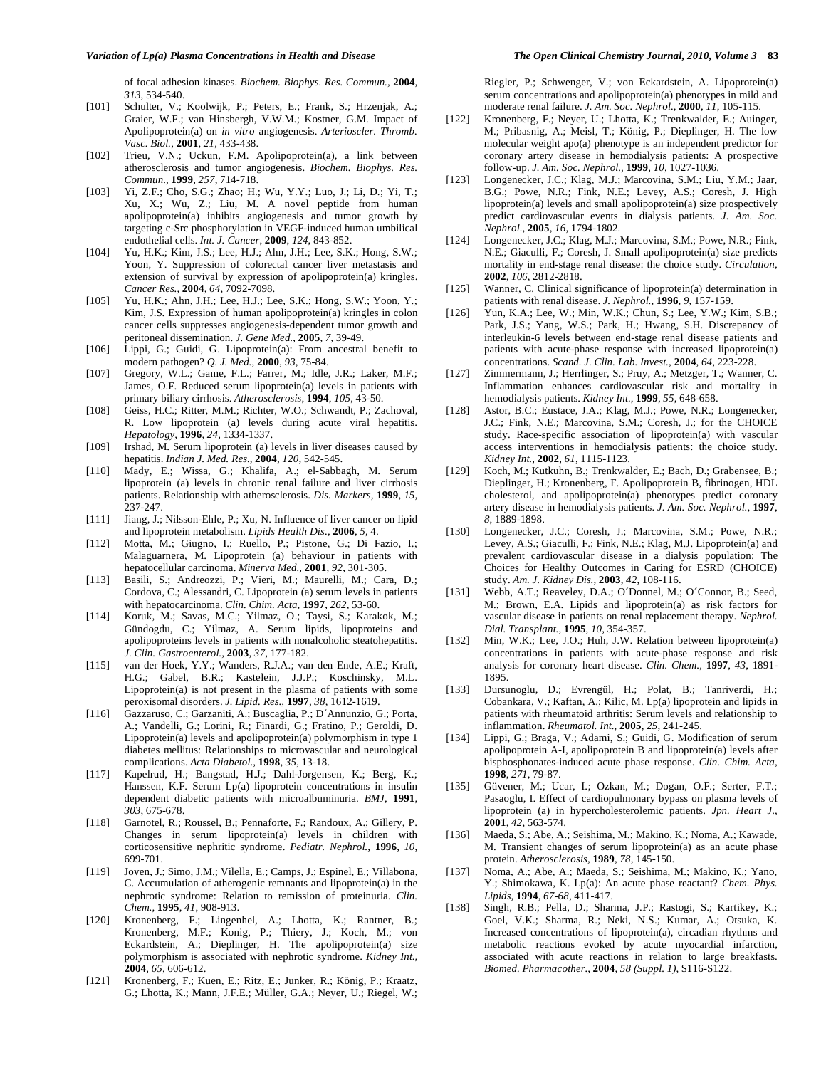of focal adhesion kinases. *Biochem. Biophys. Res. Commun.*, **2004**, *313*, 534-540.

[101] Schulter, V.; Koolwijk, P.; Peters, E.; Frank, S.; Hrzenjak, A.; Graier, W.F.; van Hinsbergh, V.W.M.; Kostner, G.M. Impact of Apolipoprotein(a) on *in vitro* angiogenesis. *Arterioscler. Thromb. Vasc. Biol.*, **2001**, *21*, 433-438.

[102] Trieu, V.N.; Uckun, F.M. Apolipoprotein(a), a link between atherosclerosis and tumor angiogenesis. *Biochem. Biophys. Res. Commun.*, **1999**, *257*, 714-718.

[103] Yi, Z.F.; Cho, S.G.; Zhao; H.; Wu, Y.Y.; Luo, J.; Li, D.; Yi, T.; Xu, X.; Wu, Z.; Liu, M. A novel peptide from human apolipoprotein(a) inhibits angiogenesis and tumor growth by targeting c-Src phosphorylation in VEGF-induced human umbilical endothelial cells. *Int. J. Cancer*, **2009**, *124*, 843-852.

[104] Yu, H.K.; Kim, J.S.; Lee, H.J.; Ahn, J.H.; Lee, S.K.; Hong, S.W.; Yoon, Y. Suppression of colorectal cancer liver metastasis and extension of survival by expression of apolipoprotein(a) kringles. *Cancer Res.*, **2004**, *64*, 7092-7098.

[105] Yu, H.K.; Ahn, J.H.; Lee, H.J.; Lee, S.K.; Hong, S.W.; Yoon, Y.; Kim, J.S. Expression of human apolipoprotein(a) kringles in colon cancer cells suppresses angiogenesis-dependent tumor growth and peritoneal dissemination. *J. Gene Med.*, **2005**, *7*, 39-49.

[106] Lippi, G.; Guidi, G. Lipoprotein(a): From ancestral benefit to modern pathogen? *Q. J. Med.*, **2000**, *93*, 75-84.

[107] Gregory, W.L.; Game, F.L.; Farrer, M.; Idle, J.R.; Laker, M.F.; James, O.F. Reduced serum lipoprotein(a) levels in patients with primary biliary cirrhosis. *Atherosclerosis*, **1994**, *105*, 43-50.

[108] Geiss, H.C.; Ritter, M.M.; Richter, W.O.; Schwandt, P.; Zachoval, R. Low lipoprotein (a) levels during acute viral hepatitis. *Hepatology*, **1996**, *24*, 1334-1337.

[109] Irshad, M. Serum lipoprotein (a) levels in liver diseases caused by hepatitis. *Indian J. Med. Res.*, **2004**, *120*, 542-545.

[110] Mady, E.; Wissa, G.; Khalifa, A.; el-Sabbagh, M. Serum lipoprotein (a) levels in chronic renal failure and liver cirrhosis patients. Relationship with atherosclerosis. *Dis. Markers*, **1999**, *15*, 237-247.

[111] Jiang, J.; Nilsson-Ehle, P.; Xu, N. Influence of liver cancer on lipid and lipoprotein metabolism. *Lipids Health Dis.*, **2006**, *5*, 4.

[112] Motta, M.; Giugno, I.; Ruello, P.; Pistone, G.; Di Fazio, I.; Malaguarnera, M. Lipoprotein (a) behaviour in patients with hepatocellular carcinoma. *Minerva Med.*, **2001**, *92*, 301-305.

[113] Basili, S.; Andreozzi, P.; Vieri, M.; Maurelli, M.; Cara, D.; Cordova, C.; Alessandri, C. Lipoprotein (a) serum levels in patients with hepatocarcinoma. *Clin. Chim. Acta*, **1997**, *262*, 53-60.

[114] Koruk, M.; Savas, M.C.; Yilmaz, O.; Taysi, S.; Karakok, M.; Gündogdu, C.; Yilmaz, A. Serum lipids, lipoproteins and apolipoproteins levels in patients with nonalcoholic steatohepatitis. *J. Clin. Gastroenterol.*, **2003**, *37*, 177-182.

[115] van der Hoek, Y.Y.; Wanders, R.J.A.; van den Ende, A.E.; Kraft, H.G.; Gabel, B.R.; Kastelein, J.J.P.; Koschinsky, M.L. Lipoprotein(a) is not present in the plasma of patients with some peroxisomal disorders. *J. Lipid. Res.*, **1997**, *38*, 1612-1619.

[116] Gazzaruso, C.; Garzaniti, A.; Buscaglia, P.; D´Annunzio, G.; Porta, A.; Vandelli, G.; Lorini, R.; Finardi, G.; Fratino, P.; Geroldi, D. Lipoprotein(a) levels and apolipoprotein(a) polymorphism in type 1 diabetes mellitus: Relationships to microvascular and neurological complications. *Acta Diabetol.*, **1998**, *35*, 13-18.

[117] Kapelrud, H.; Bangstad, H.J.; Dahl-Jorgensen, K.; Berg, K.; Hanssen, K.F. Serum Lp(a) lipoprotein concentrations in insulin dependent diabetic patients with microalbuminuria. *BMJ*, **1991**, *303*, 675-678.

[118] Garnotel, R.; Roussel, B.; Pennaforte, F.; Randoux, A.; Gillery, P. Changes in serum lipoprotein(a) levels in children with corticosensitive nephritic syndrome. *Pediatr. Nephrol.*, **1996**, *10*, 699-701.

[119] Joven, J.; Simo, J.M.; Vilella, E.; Camps, J.; Espinel, E.; Villabona, C. Accumulation of atherogenic remnants and lipoprotein(a) in the nephrotic syndrome: Relation to remission of proteinuria. *Clin. Chem.*, **1995**, *41*, 908-913.

[120] Kronenberg, F.; Lingenhel, A.; Lhotta, K.; Rantner, B.; Kronenberg, M.F.; Konig, P.; Thiery, J.; Koch, M.; von Eckardstein, A.; Dieplinger, H. The apolipoprotein(a) size polymorphism is associated with nephrotic syndrome. *Kidney Int.*, **2004**, *65*, 606-612.

[121] Kronenberg, F.; Kuen, E.; Ritz, E.; Junker, R.; König, P.; Kraatz, G.; Lhotta, K.; Mann, J.F.E.; Müller, G.A.; Neyer, U.; Riegel, W.; Riegler, P.; Schwenger, V.; von Eckardstein, A. Lipoprotein(a) serum concentrations and apolipoprotein(a) phenotypes in mild and moderate renal failure. *J. Am. Soc. Nephrol.*, **2000**, *11*, 105-115.

[122] Kronenberg, F.; Neyer, U.; Lhotta, K.; Trenkwalder, E.; Auinger, M.; Pribasnig, A.; Meisl, T.; König, P.; Dieplinger, H. The low molecular weight apo(a) phenotype is an independent predictor for coronary artery disease in hemodialysis patients: A prospective follow-up. *J. Am. Soc. Nephrol.*, **1999**, *10*, 1027-1036.

[123] Longenecker, J.C.; Klag, M.J.; Marcovina, S.M.; Liu, Y.M.; Jaar, B.G.; Powe, N.R.; Fink, N.E.; Levey, A.S.; Coresh, J. High lipoprotein(a) levels and small apolipoprotein(a) size prospectively predict cardiovascular events in dialysis patients. *J. Am. Soc. Nephrol.*, **2005**, *16*, 1794-1802.

[124] Longenecker, J.C.; Klag, M.J.; Marcovina, S.M.; Powe, N.R.; Fink, N.E.; Giaculli, F.; Coresh, J. Small apolipoprotein(a) size predicts mortality in end-stage renal disease: the choice study. *Circulation*, **2002**, *106*, 2812-2818.

[125] Wanner, C. Clinical significance of lipoprotein(a) determination in patients with renal disease. *J. Nephrol.*, **1996**, *9*, 157-159.

[126] Yun, K.A.; Lee, W.; Min, W.K.; Chun, S.; Lee, Y.W.; Kim, S.B.; Park, J.S.; Yang, W.S.; Park, H.; Hwang, S.H. Discrepancy of interleukin-6 levels between end-stage renal disease patients and patients with acute-phase response with increased lipoprotein(a) concentrations. *Scand. J. Clin. Lab. Invest.*, **2004**, *64*, 223-228.

[127] Zimmermann, J.; Herrlinger, S.; Pruy, A.; Metzger, T.; Wanner, C. Inflammation enhances cardiovascular risk and mortality in hemodialysis patients. *Kidney Int.*, **1999**, *55*, 648-658.

[128] Astor, B.C.; Eustace, J.A.; Klag, M.J.; Powe, N.R.; Longenecker, J.C.; Fink, N.E.; Marcovina, S.M.; Coresh, J.; for the CHOICE study. Race-specific association of lipoprotein(a) with vascular access interventions in hemodialysis patients: the choice study. *Kidney Int.*, **2002**, *61*, 1115-1123.

[129] Koch, M.; Kutkuhn, B.; Trenkwalder, E.; Bach, D.; Grabensee, B.; Dieplinger, H.; Kronenberg, F. Apolipoprotein B, fibrinogen, HDL cholesterol, and apolipoprotein(a) phenotypes predict coronary artery disease in hemodialysis patients. *J. Am. Soc. Nephrol.*, **1997**, *8*, 1889-1898.

[130] Longenecker, J.C.; Coresh, J.; Marcovina, S.M.; Powe, N.R.; Levey, A.S.; Giaculli, F.; Fink, N.E.; Klag, M.J. Lipoprotein(a) and prevalent cardiovascular disease in a dialysis population: The Choices for Healthy Outcomes in Caring for ESRD (CHOICE) study. *Am. J. Kidney Dis.*, **2003**, *42*, 108-116.

[131] Webb, A.T.; Reaveley, D.A.; O´Donnel, M.; O´Connor, B.; Seed, M.; Brown, E.A. Lipids and lipoprotein(a) as risk factors for vascular disease in patients on renal replacement therapy. *Nephrol. Dial. Transplant.*, **1995**, *10*, 354-357.

[132] Min, W.K.; Lee, J.O.; Huh, J.W. Relation between lipoprotein(a) concentrations in patients with acute-phase response and risk analysis for coronary heart disease. *Clin. Chem.*, **1997**, *43*, 1891-1895.

[133] Dursunoglu, D.; Evrengül, H.; Polat, B.; Tanriverdi, H.; Cobankara, V.; Kaftan, A.; Kilic, M. Lp(a) lipoprotein and lipids in patients with rheumatoid arthritis: Serum levels and relationship to inflammation. *Rheumatol. Int.*, **2005**, *25*, 241-245.

[134] Lippi, G.; Braga, V.; Adami, S.; Guidi, G. Modification of serum apolipoprotein A-I, apolipoprotein B and lipoprotein(a) levels after bisphosphonates-induced acute phase response. *Clin. Chim. Acta*, **1998**, *271*, 79-87.

[135] Güvener, M.; Ucar, I.; Ozkan, M.; Dogan, O.F.; Serter, F.T.; Pasaoglu, I. Effect of cardiopulmonary bypass on plasma levels of lipoprotein (a) in hypercholesterolemic patients. *Jpn. Heart J.*, **2001**, *42*, 563-574.

[136] Maeda, S.; Abe, A.; Seishima, M.; Makino, K.; Noma, A.; Kawade, M. Transient changes of serum lipoprotein(a) as an acute phase protein. *Atherosclerosis*, **1989**, *78*, 145-150.

[137] Noma, A.; Abe, A.; Maeda, S.; Seishima, M.; Makino, K.; Yano, Y.; Shimokawa, K. Lp(a): An acute phase reactant? *Chem. Phys. Lipids*, **1994**, *67-68*, 411-417.

[138] Singh, R.B.; Pella, D.; Sharma, J.P.; Rastogi, S.; Kartikey, K.; Goel, V.K.; Sharma, R.; Neki, N.S.; Kumar, A.; Otsuka, K. Increased concentrations of lipoprotein(a), circadian rhythms and metabolic reactions evoked by acute myocardial infarction, associated with acute reactions in relation to large breakfasts. *Biomed. Pharmacother.*, **2004**, *58 (Suppl. 1)*, S116-S122.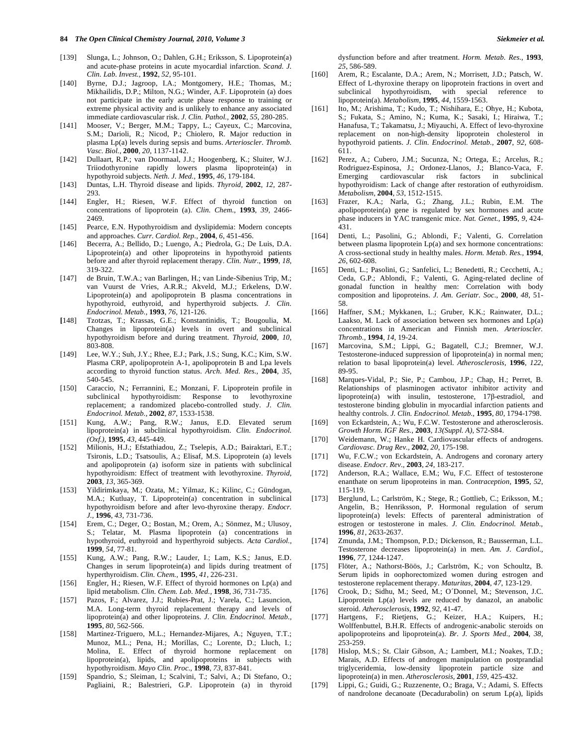[139] Slunga, L.; Johnson, O.; Dahlen, G.H.; Eriksson, S. Lipoprotein(a) and acute-phase proteins in acute myocardial infarction. *Scand. J. Clin. Lab. Invest.*, **1992**, *52*, 95-101.

[140] Byrne, D.J.; Jagroop, I.A.; Montgomery, H.E.; Thomas, M.; Mikhailidis, D.P.; Milton, N.G.; Winder, A.F. Lipoprotein (a) does not participate in the early acute phase response to training or extreme physical activity and is unlikely to enhance any associated immediate cardiovascular risk. *J. Clin. Pathol.*, **2002**, *55*, 280-285.

[141] Mooser, V.; Berger, M.M.; Tappy, L.; Cayeux, C.; Marcovina, S.M.; Darioli, R.; Nicod, P.; Chiolero, R. Major reduction in plasma Lp(a) levels during sepsis and burns. *Arterioscler. Thromb. Vasc. Biol.*, **2000**, *20*, 1137-1142.

[142] Dullaart, R.P.; van Doormaal, J.J.; Hoogenberg, K.; Sluiter, W.J. Triiodothyronine rapidly lowers plasma lipoprotein(a) in hypothyroid subjects. *Neth. J. Med.*, **1995**, *46*, 179-184.

[143] Duntas, L.H. Thyroid disease and lipids. *Thyroid*, **2002**, *12*, 287-293.

[144] Engler, H.; Riesen, W.F. Effect of thyroid function on concentrations of lipoprotein (a). *Clin. Chem.*, **1993**, *39*, 2466-2469.

[145] Pearce, E.N. Hypothyroidism and dyslipidemia: Modern concepts and approaches. *Curr. Cardiol. Rep.*, **2004**, *6*, 451-456.

[146] Becerra, A.; Bellido, D.; Luengo, A.; Piedrola, G.; De Luis, D.A. Lipoprotein(a) and other lipoproteins in hypothyroid patients before and after thyroid replacement therapy. *Clin. Nutr.*, **1999**, *18*, 319-322.

[147] de Bruin, T.W.A.; van Barlingen, H.; van Linde-Sibenius Trip, M.; van Vuurst de Vries, A.R.R.; Akveld, M.J.; Erkelens, D.W. Lipoprotein(a) and apolipoprotein B plasma concentrations in hypothyroid, euthyroid, and hyperthyroid subjects. *J. Clin. Endocrinol. Metab.*, **1993**, *76*, 121-126.

[148] Tzotzas, T.; Krassas, G.E.; Konstantinidis, T.; Bougoulia, M. Changes in lipoprotein(a) levels in overt and subclinical hypothyroidism before and during treatment. *Thyroid*, **2000**, *10*, 803-808.

[149] Lee, W.Y.; Suh, J.Y.; Rhee, E.J.; Park, J.S.; Sung, K.C.; Kim, S.W. Plasma CRP, apolipoprotein A-1, apolipoprotein B and Lpa levels according to thyroid function status. *Arch. Med. Res.*, **2004**, *35*, 540-545.

[150] Caraccio, N.; Ferrannini, E.; Monzani, F. Lipoprotein profile in subclinical hypothyroidism: Response to levothyroxine replacement; a randomized placebo-controlled study. *J. Clin. Endocrinol. Metab.*, **2002**, *87*, 1533-1538.

[151] Kung, A.W.; Pang, R.W.; Janus, E.D. Elevated serum lipoprotein(a) in subclinical hypothyroidism. *Clin. Endocrinol. (Oxf.)*, **1995**, *43*, 445-449.

[152] Milionis, H.J.; Efstathiadou, Z.; Tselepis, A.D.; Bairaktari, E.T.; Tsironis, L.D.; Tsatsoulis, A.; Elisaf, M.S. Lipoprotein (a) levels and apolipoprotein (a) isoform size in patients with subclinical hypothyroidism: Effect of treatment with levothyroxine. *Thyroid*, **2003**, *13*, 365-369.

[153] Yildirimkaya, M.; Ozata, M.; Yilmaz, K.; Kilinc, C.; Gündogan, M.A.; Kutluay, T. Lipoprotein(a) concentration in subclinical hypothyroidism before and after levo-thyroxine therapy. *Endocr. J.*, **1996**, *43*, 731-736.

[154] Erem, C.; Deger, O.; Bostan, M.; Orem, A.; Sönmez, M.; Ulusoy, S.; Telatar, M. Plasma lipoprotein (a) concentrations in hypothyroid, euthyroid and hyperthyroid subjects. *Acta Cardiol.*, **1999**, *54*, 77-81.

[155] Kung, A.W.; Pang, R.W.; Lauder, I.; Lam, K.S.; Janus, E.D. Changes in serum lipoprotein(a) and lipids during treatment of hyperthyroidism. *Clin. Chem.*, **1995**, *41*, 226-231.

[156] Engler, H.; Riesen, W.F. Effect of thyroid hormones on Lp(a) and lipid metabolism. *Clin. Chem. Lab. Med.*, **1998**, *36*, 731-735.

[157] Pazos, F.; Alvarez, J.J.; Rubies-Prat, J.; Varela, C.; Lasuncion, M.A. Long-term thyroid replacement therapy and levels of lipoprotein(a) and other lipoproteins. *J. Clin. Endocrinol. Metab.*, **1995**, *80*, 562-566.

[158] Martinez-Triguero, M.L.; Hernandez-Mijares, A.; Nguyen, T.T.; Munoz, M.L.; Pena, H.; Morillas, C.; Lorente, D.; Lluch, I.; Molina, E. Effect of thyroid hormone replacement on lipoprotein(a), lipids, and apolipoproteins in subjects with hypothyroidism. *Mayo Clin. Proc.*, **1998**, *73*, 837-841.

[159] Spandrio, S.; Sleiman, I.; Scalvini, T.; Salvi, A.; Di Stefano, O.; Pagliaini, R.; Balestrieri, G.P. Lipoprotein (a) in thyroid dysfunction before and after treatment. *Horm. Metab. Res.*, **1993**, *25*, 586-589.

[160] Arem, R.; Escalante, D.A.; Arem, N.; Morrisett, J.D.; Patsch, W. Effect of L-thyroxine therapy on lipoprotein fractions in overt and subclinical hypothyroidism, with special reference to lipoprotein(a). *Metabolism*, **1995**, *44*, 1559-1563.

[161] Ito, M.; Arishima, T.; Kudo, T.; Nishihara, E.; Ohye, H.; Kubota, S.; Fukata, S.; Amino, N.; Kuma, K.; Sasaki, I.; Hiraiwa, T.; Hanafusa, T.; Takamatsu, J.; Miyauchi, A. Effect of levo-thyroxine replacement on non-high-density lipoprotein cholesterol in hypothyroid patients. *J. Clin. Endocrinol. Metab.*, **2007**, *92*, 608-611.

[162] Perez, A.; Cubero, J.M.; Sucunza, N.; Ortega, E.; Arcelus, R.; Rodriguez-Espinosa, J.; Ordonez-Llanos, J.; Blanco-Vaca, F. Emerging cardiovascular risk factors in subclinical hypothyroidism: Lack of change after restoration of euthyroidism. *Metabolism*, **2004**, *53*, 1512-1515.

[163] Frazer, K.A.; Narla, G.; Zhang, J.L.; Rubin, E.M. The apolipoprotein(a) gene is regulated by sex hormones and acute phase inducers in YAC transgenic mice. *Nat. Genet.*, **1995**, *9*, 424-431.

[164] Denti, L.; Pasolini, G.; Ablondi, F.; Valenti, G. Correlation between plasma lipoprotein Lp(a) and sex hormone concentrations: A cross-sectional study in healthy males. *Horm. Metab. Res.*, **1994**, *26*, 602-608.

[165] Denti, L.; Pasolini, G.; Sanfelici, L.; Benedetti, R.; Cecchetti, A.; Ceda, G.P.; Ablondi, F.; Valenti, G. Aging-related decline of gonadal function in healthy men: Correlation with body composition and lipoproteins. *J. Am. Geriatr. Soc.*, **2000**, *48*, 51-58.

[166] Haffner, S.M.; Mykkanen, L.; Gruber, K.K.; Rainwater, D.L.; Laakso, M. Lack of association between sex hormones and Lp(a) concentrations in American and Finnish men. *Arterioscler. Thromb.*, **1994**, *14*, 19-24.

[167] Marcovina, S.M.; Lippi, G.; Bagatell, C.J.; Bremner, W.J. Testosterone-induced suppression of lipoprotein(a) in normal men; relation to basal lipoprotein(a) level. *Atherosclerosis*, **1996**, *122*, 89-95.

[168] Marques-Vidal, P.; Sie, P.; Cambou, J.P.; Chap, H.; Perret, B. Relationships of plasminogen activator inhibitor activity and lipoprotein(a) with insulin, testosterone, 17β-estradiol, and testosterone binding globulin in myocardial infarction patients and healthy controls. *J. Clin. Endocrinol. Metab.*, **1995**, *80*, 1794-1798.

[169] von Eckardstein, A.; Wu, F.C.W. Testosterone and atherosclerosis. *Growth Horm. IGF Res.*, **2003**, *13(Suppl. A)*, S72-S84.

[170] Weidemann, W.; Hanke H. Cardiovascular effects of androgens. *Cardiovasc. Drug Rev.*, **2002**, *20*, 175-198.

[171] Wu, F.C.W.; von Eckardstein, A. Androgens and coronary artery disease. *Endocr. Rev.*, **2003**, *24*, 183-217.

[172] Anderson, R.A.; Wallace, E.M.; Wu, F.C. Effect of testosterone enanthate on serum lipoproteins in man. *Contraception*, **1995**, *52*, 115-119.

[173] Berglund, L.; Carlström, K.; Stege, R.; Gottlieb, C.; Eriksson, M.; Angelin, B.; Henriksson, P. Hormonal regulation of serum lipoprotein(a) levels: Effects of parenteral administration of estrogen or testosterone in males. *J. Clin. Endocrinol. Metab.*, **1996**, *81*, 2633-2637.

[174] Zmunda, J.M.; Thompson, P.D.; Dickenson, R.; Bausserman, L.L. Testosterone decreases lipoprotein(a) in men. *Am. J. Cardiol.*, **1996**, *77*, 1244-1247.

[175] Flöter, A.; Nathorst-Böös, J.; Carlström, K.; von Schoultz, B. Serum lipids in oophorectomized women during estrogen and testosterone replacement therapy. *Maturitas*, **2004**, *47*, 123-129.

[176] Crook, D.; Sidhu, M.; Seed, M.; O´Donnel, M.; Stevenson, J.C. Lipoprotein Lp(a) levels are reduced by danazol, an anabolic steroid. *Atherosclerosis*, **1992**, *92*, 41-47.

[177] Hartgens, F.; Rietjens, G.; Keizer, H.A.; Kuipers, H.; Wolffenbuttel, B.H.R. Effects of androgenic-anabolic steroids on apolipoproteins and lipoprotein(a). *Br. J. Sports Med.*, **2004**, *38*, 253-259.

[178] Hislop, M.S.; St. Clair Gibson, A.; Lambert, M.I.; Noakes, T.D.; Marais, A.D. Effects of androgen manipulation on postprandial triglyceridemia, low-density lipoprotein particle size and lipoprotein(a) in men. *Atherosclerosis*, **2001**, *159*, 425-432.

[179] Lippi, G.; Guidi, G.; Ruzzenente, O.; Braga, V.; Adami, S. Effects of nandrolone decanoate (Decadurabolin) on serum Lp(a), lipids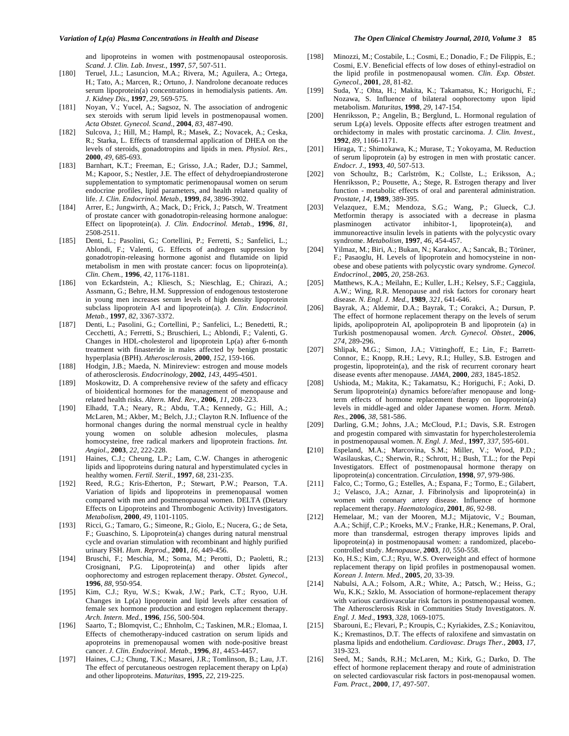and lipoproteins in women with postmenopausal osteoporosis. *Scand. J. Clin. Lab. Invest.*, **1997**, *57*, 507-511.

[180] Teruel, J.L.; Lasuncion, M.A.; Rivera, M.; Aguilera, A.; Ortega, H.; Tato, A.; Marcen, R.; Ortuno, J. Nandrolone decanoate reduces serum lipoprotein(a) concentrations in hemodialysis patients. *Am. J. Kidney Dis.*, **1997**, *29*, 569-575.

[181] Noyan, V.; Yucel, A.; Sagsoz, N. The association of androgenic sex steroids with serum lipid levels in postmenopausal women. *Acta Obstet. Gynecol. Scand.*, **2004**, *83*, 487-490.

[182] Sulcova, J.; Hill, M.; Hampl, R.; Masek, Z.; Novacek, A.; Ceska, R.; Starka, L. Effects of transdermal application of DHEA on the levels of steroids, gonadotropins and lipids in men. *Physiol. Res.*, **2000**, *49*, 685-693.

[183] Barnhart, K.T.; Freeman, E.; Grisso, J.A.; Rader, D.J.; Sammel, M.; Kapoor, S.; Nestler, J.E. The effect of dehydroepiandrosterone supplementation to symptomatic perimenopausal women on serum endocrine profiles, lipid parameters, and health related quality of life. *J. Clin. Endocrinol. Metab.*, **1999**, *84*, 3896-3902.

[184] Arrer, E.; Jungwirth, A.; Mack, D.; Frick, J.; Patsch, W. Treatment of prostate cancer with gonadotropin-releasing hormone analogue: Effect on lipoprotein(a). *J. Clin. Endocrinol. Metab.*, **1996**, *81*, 2508-2511.

[185] Denti, L.; Pasolini, G.; Cortellini, P.; Ferretti, S.; Sanfelici, L.; Ablondi, F.; Valenti, G. Effects of androgen suppression by gonadotropin-releasing hormone agonist and flutamide on lipid metabolism in men with prostate cancer: focus on lipoprotein(a). *Clin. Chem.*, **1996**, *42*, 1176-1181.

[186] von Eckardstein, A.; Kliesch, S.; Nieschlag, E.; Chirazi, A.; Assmann, G.; Behre, H.M. Suppression of endogenous testosterone in young men increases serum levels of high density lipoprotein subclass lipoprotein A-I and lipoprotein(a). *J. Clin. Endocrinol. Metab.*, **1997**, *82*, 3367-3372.

[187] Denti, L.; Pasolini, G.; Cortellini, P.; Sanfelici, L.; Benedetti, R.; Cecchetti, A.; Ferretti, S.; Bruschieri, L.; Ablondi, F.; Valenti, G. Changes in HDL-cholesterol and lipoprotein Lp(a) after 6-month treatment with finasteride in males affected by benign prostatic hyperplasia (BPH). *Atherosclerosis*, **2000**, *152*, 159-166.

[188] Hodgin, J.B.; Maeda, N. Minireview: estrogen and mouse models of atherosclerosis. *Endocrinology*, **2002**, *143*, 4495-4501.

[189] Moskowitz, D. A comprehensive review of the safety and efficacy of bioidentical hormones for the management of menopause and related health risks. *Altern. Med. Rev.*, **2006**, *11*, 208-223.

[190] Elhadd, T.A.; Neary, R.; Abdu, T.A.; Kennedy, G.; Hill, A.; McLaren, M.; Akber, M.; Belch, J.J.; Clayton R.N. Influence of the hormonal changes during the normal menstrual cycle in healthy young women on soluble adhesion molecules, plasma homocysteine, free radical markers and lipoprotein fractions. *Int. Angiol.*, **2003**, *22*, 222-228.

[191] Haines, C.J.; Cheung, L.P.; Lam, C.W. Changes in atherogenic lipids and lipoproteins during natural and hyperstimulated cycles in healthy women. *Fertil. Steril.*, **1997**, *68*, 231-235.

[192] Reed, R.G.; Kris-Etherton, P.; Stewart, P.W.; Pearson, T.A. Variation of lipids and lipoproteins in premenopausal women compared with men and postmenopausal women. DELTA (Dietary Effects on Lipoproteins and Thrombogenic Activity) Investigators. *Metabolism*, **2000**, *49*, 1101-1105.

[193] Ricci, G.; Tamaro, G.; Simeone, R.; Giolo, E.; Nucera, G.; de Seta, F.; Guaschino, S. Lipoprotein(a) changes during natural menstrual cycle and ovarian stimulation with recombinant and highly purified urinary FSH. *Hum. Reprod.*, **2001**, *16*, 449-456.

[194] Bruschi, F.; Meschia, M.; Soma, M.; Perotti, D.; Paoletti, R.; Crosignani, P.G. Lipoprotein(a) and other lipids after oophorectomy and estrogen replacement therapy. *Obstet. Gynecol.*, **1996**, *88*, 950-954.

[195] Kim, C.J.; Ryu, W.S.; Kwak, J.W.; Park, C.T.; Ryoo, U.H. Changes in Lp(a) lipoprotein and lipid levels after cessation of female sex hormone production and estrogen replacement therapy. *Arch. Intern. Med.*, **1996**, *156*, 500-504.

[196] Saarto, T.; Blomqvist, C.; Ehnholm, C.; Taskinen, M.R.; Elomaa, I. Effects of chemotherapy-induced castration on serum lipids and apoproteins in premenopausal women with node-positive breast cancer. *J. Clin. Endocrinol. Metab.*, **1996**, *81*, 4453-4457.

[197] Haines, C.J.; Chung, T.K.; Masarei, J.R.; Tomlinson, B.; Lau, J.T. The effect of percutaneous oestrogen replacement therapy on Lp(a) and other lipoproteins. *Maturitas*, **1995**, *22*, 219-225.

[198] Minozzi, M.; Costabile, L.; Cosmi, E.; Donadio, F.; De Filippis, E.; Cosmi, E.V. Beneficial effects of low doses of ethinyl-estradiol on the lipid profile in postmenopausal women. *Clin. Exp. Obstet. Gynecol.*, **2001**, *28*, 81-82.

[199] Suda, Y.; Ohta, H.; Makita, K.; Takamatsu, K.; Horiguchi, F.; Nozawa, S. Influence of bilateral oophorectomy upon lipid metabolism. *Maturitas*, **1998**, *29*, 147-154.

[200] Henriksson, P.; Angelin, B.; Berglund, L. Hormonal regulation of serum Lp(a) levels. Opposite effects after estrogen treatment and orchidectomy in males with prostatic carcinoma. *J. Clin. Invest.*, **1992**, *89*, 1166-1171.

[201] Hiraga, T.; Shimokawa, K.; Murase, T.; Yokoyama, M. Reduction of serum lipoprotein (a) by estrogen in men with prostatic cancer. *Endocr. J.*, **1993**, *40*, 507-513.

[202] von Schoultz, B.; Carlström, K.; Collste, L.; Eriksson, A.; Henriksson, P.; Pousette, A.; Stege, R. Estrogen therapy and liver function - metabolic effects of oral and parenteral administration. *Prostate*, *14*, **1989**, 389-395.

[203] Velazquez, E.M.; Mendoza, S.G.; Wang, P.; Glueck, C.J. Metformin therapy is associated with a decrease in plasma plasminogen activator inhibitor-1, lipoprotein(a), and immunoreactive insulin levels in patients with the polycystic ovary syndrome. *Metabolism*, **1997**, *46*, 454-457.

[204] Yilmaz, M.; Biri, A.; Bukan, N.; Karakoc, A.; Sancak, B.; Törüner, F.; Pasaoglu, H. Levels of lipoprotein and homocysteine in non-obese and obese patients with polycystic ovary syndrome. *Gynecol. Endocrinol.*, **2005**, *20*, 258-263.

[205] Matthews, K.A.; Meilahn, E.; Kuller, L.H.; Kelsey, S.F.; Caggiula, A.W.; Wing, R.R. Menopause and risk factors for coronary heart disease. *N. Engl. J. Med.*, **1989**, *321*, 641-646.

[206] Bayrak, A.; Aldemir, D.A.; Bayrak, T.; Corakci, A.; Dursun, P. The effect of hormone replacement therapy on the levels of serum lipids, apolipoprotein AI, apolipoprotein B and lipoprotein (a) in Turkish postmenopausal women. *Arch. Gynecol. Obstet.*, **2006**, *274*, 289-296.

[207] Shlipak, M.G.; Simon, J.A.; Vittinghoff, E.; Lin, F.; Barrett-Connor, E.; Knopp, R.H.; Levy, R.I.; Hulley, S.B. Estrogen and progestin, lipoprotein(a), and the risk of recurrent coronary heart disease events after menopause. *JAMA*, **2000**, *283*, 1845-1852.

[208] Ushioda, M.; Makita, K.; Takamatsu, K.; Horiguchi, F.; Aoki, D. Serum lipoprotein(a) dynamics before/after menopause and long-term effects of hormone replacement therapy on lipoprotein(a) levels in middle-aged and older Japanese women. *Horm. Metab. Res.*, **2006**, *38*, 581-586.

[209] Darling, G.M.; Johns, J.A.; McCloud, P.I.; Davis, S.R. Estrogen and progestin compared with simvastatin for hypercholesterolemia in postmenopausal women. *N. Engl. J. Med.*, **1997**, *337*, 595-601.

[210] Espeland, M.A.; Marcovina, S.M.; Miller, V.; Wood, P.D.; Wasilauskas, C.; Sherwin, R.; Schrott, H.; Bush, T.L.; for the Pepi Investigators. Effect of postmenopausal hormone therapy on lipoprotein(a) concentration. *Circulation*, **1998**, *97*, 979-986.

[211] Falco, C.; Tormo, G.; Estelles, A.; Espana, F.; Tormo, E.; Gilabert, J.; Velasco, J.A.; Aznar, J. Fibrinolysis and lipoprotein(a) in women with coronary artery disease. Influence of hormone replacement therapy. *Haematologica*, **2001**, *86*, 92-98.

[212] Hemelaar, M.; van der Mooren, M.J.; Mijatovic, V.; Bouman, A.A.; Schijf, C.P.; Kroeks, M.V.; Franke, H.R.; Kenemans, P. Oral, more than transdermal, estrogen therapy improves lipids and lipoprotein(a) in postmenopausal women: a randomized, placebo-controlled study. *Menopause*, **2003**, *10*, 550-558.

[213] Ko, H.S.; Kim, C.J.; Ryu, W.S. Overweight and effect of hormone replacement therapy on lipid profiles in postmenopausal women. *Korean J. Intern. Med.*, **2005**, *20*, 33-39.

[214] Nabulsi, A.A.; Folsom, A.R.; White, A.; Patsch, W.; Heiss, G.; Wu, K.K.; Szklo, M. Association of hormone-replacement therapy with various cardiovascular risk factors in postmenopausal women. The Atherosclerosis Risk in Communities Study Investigators. *N. Engl. J. Med.*, **1993**, *328*, 1069-1075.

[215] Sbarouni, E.; Flevari, P.; Kroupis, C.; Kyriakides, Z.S.; Koniavitou, K.; Kremastinos, D.T. The effects of raloxifene and simvastatin on plasma lipids and endothelium. *Cardiovasc. Drugs Ther.*, **2003**, *17*, 319-323.

[216] Seed, M.; Sands, R.H.; McLaren, M.; Kirk, G.; Darko, D. The effect of hormone replacement therapy and route of administration on selected cardiovascular risk factors in post-menopausal women. *Fam. Pract.*, **2000**, *17*, 497-507.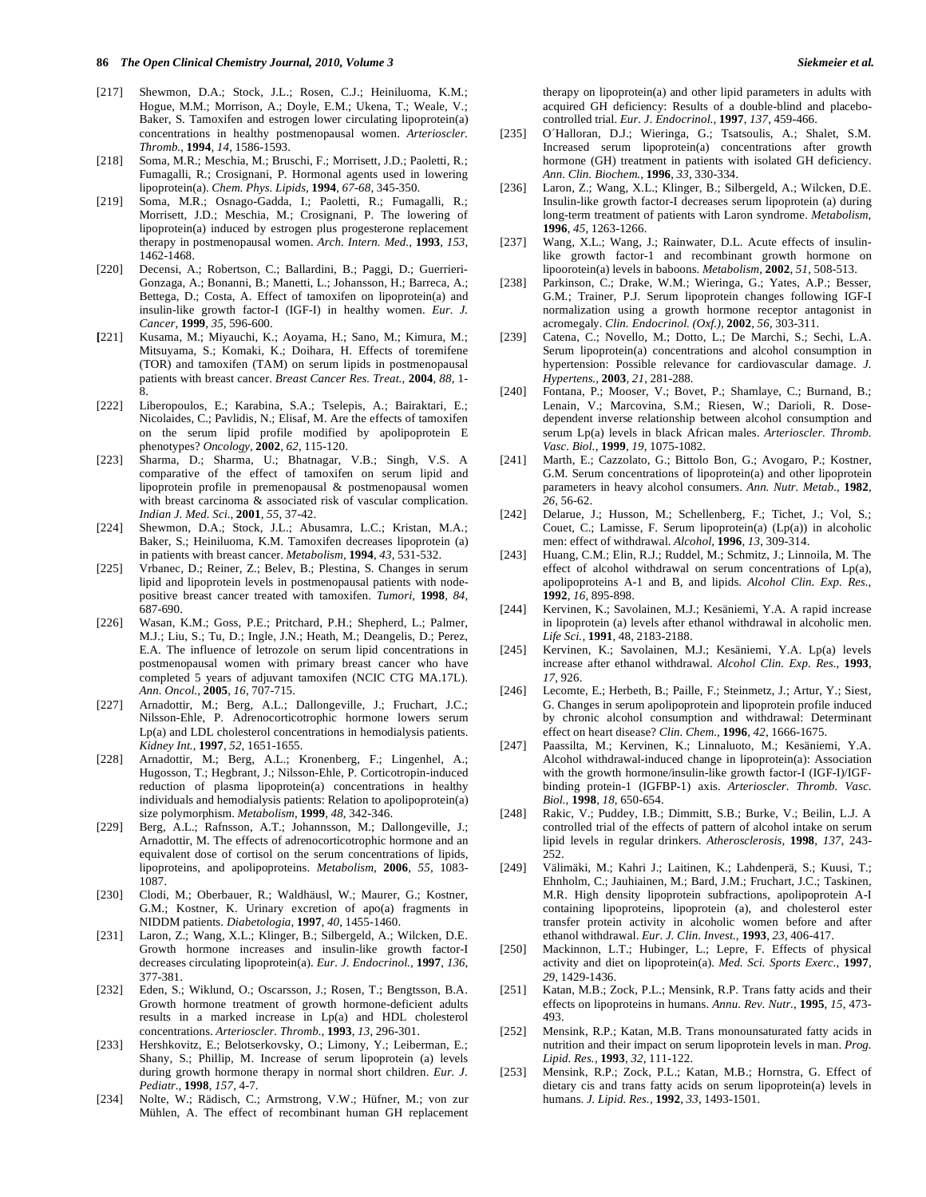[217] Shewmon, D.A.; Stock, J.L.; Rosen, C.J.; Heiniluoma, K.M.; Hogue, M.M.; Morrison, A.; Doyle, E.M.; Ukena, T.; Weale, V.; Baker, S. Tamoxifen and estrogen lower circulating lipoprotein(a) concentrations in healthy postmenopausal women. *Arterioscler. Thromb.*, **1994**, *14*, 1586-1593.

[218] Soma, M.R.; Meschia, M.; Bruschi, F.; Morrisett, J.D.; Paoletti, R.; Fumagalli, R.; Crosignani, P. Hormonal agents used in lowering lipoprotein(a). *Chem. Phys. Lipids*, **1994**, *67-68*, 345-350.

[219] Soma, M.R.; Osnago-Gadda, I.; Paoletti, R.; Fumagalli, R.; Morrisett, J.D.; Meschia, M.; Crosignani, P. The lowering of lipoprotein(a) induced by estrogen plus progesterone replacement therapy in postmenopausal women. *Arch. Intern. Med.*, **1993**, *153*, 1462-1468.

[220] Decensi, A.; Robertson, C.; Ballardini, B.; Paggi, D.; Guerrieri-Gonzaga, A.; Bonanni, B.; Manetti, L.; Johansson, H.; Barreca, A.; Bettega, D.; Costa, A. Effect of tamoxifen on lipoprotein(a) and insulin-like growth factor-I (IGF-I) in healthy women. *Eur. J. Cancer*, **1999**, *35*, 596-600.

[221] Kusama, M.; Miyauchi, K.; Aoyama, H.; Sano, M.; Kimura, M.; Mitsuyama, S.; Komaki, K.; Doihara, H. Effects of toremifene (TOR) and tamoxifen (TAM) on serum lipids in postmenopausal patients with breast cancer. *Breast Cancer Res. Treat.*, **2004**, *88*, 1-8.

[222] Liberopoulos, E.; Karabina, S.A.; Tselepis, A.; Bairaktari, E.; Nicolaides, C.; Pavlidis, N.; Elisaf, M. Are the effects of tamoxifen on the serum lipid profile modified by apolipoprotein E phenotypes? *Oncology*, **2002**, *62*, 115-120.

[223] Sharma, D.; Sharma, U.; Bhatnagar, V.B.; Singh, V.S. A comparative of the effect of tamoxifen on serum lipid and lipoprotein profile in premenopausal & postmenopausal women with breast carcinoma & associated risk of vascular complication. *Indian J. Med. Sci.*, **2001**, *55*, 37-42.

[224] Shewmon, D.A.; Stock, J.L.; Abusamra, L.C.; Kristan, M.A.; Baker, S.; Heiniluoma, K.M. Tamoxifen decreases lipoprotein (a) in patients with breast cancer. *Metabolism*, **1994**, *43*, 531-532.

[225] Vrbanec, D.; Reiner, Z.; Belev, B.; Plestina, S. Changes in serum lipid and lipoprotein levels in postmenopausal patients with node-positive breast cancer treated with tamoxifen. *Tumori*, **1998**, *84*, 687-690.

[226] Wasan, K.M.; Goss, P.E.; Pritchard, P.H.; Shepherd, L.; Palmer, M.J.; Liu, S.; Tu, D.; Ingle, J.N.; Heath, M.; Deangelis, D.; Perez, E.A. The influence of letrozole on serum lipid concentrations in postmenopausal women with primary breast cancer who have completed 5 years of adjuvant tamoxifen (NCIC CTG MA.17L). *Ann. Oncol.*, **2005**, *16*, 707-715.

[227] Arnadottir, M.; Berg, A.L.; Dallongeville, J.; Fruchart, J.C.; Nilsson-Ehle, P. Adrenocorticotrophic hormone lowers serum Lp(a) and LDL cholesterol concentrations in hemodialysis patients. *Kidney Int.*, **1997**, *52*, 1651-1655.

[228] Arnadottir, M.; Berg, A.L.; Kronenberg, F.; Lingenhel, A.; Hugosson, T.; Hegbrant, J.; Nilsson-Ehle, P. Corticotropin-induced reduction of plasma lipoprotein(a) concentrations in healthy individuals and hemodialysis patients: Relation to apolipoprotein(a) size polymorphism. *Metabolism*, **1999**, *48*, 342-346.

[229] Berg, A.L.; Rafnsson, A.T.; Johannsson, M.; Dallongeville, J.; Arnadottir, M. The effects of adrenocorticotrophic hormone and an equivalent dose of cortisol on the serum concentrations of lipids, lipoproteins, and apolipoproteins. *Metabolism*, **2006**, *55*, 1083-1087.

[230] Clodi, M.; Oberbauer, R.; Waldhäusl, W.; Maurer, G.; Kostner, G.M.; Kostner, K. Urinary excretion of apo(a) fragments in NIDDM patients. *Diabetologia*, **1997**, *40*, 1455-1460.

[231] Laron, Z.; Wang, X.L.; Klinger, B.; Silbergeld, A.; Wilcken, D.E. Growth hormone increases and insulin-like growth factor-I decreases circulating lipoprotein(a). *Eur. J. Endocrinol.*, **1997**, *136*, 377-381.

[232] Eden, S.; Wiklund, O.; Oscarsson, J.; Rosen, T.; Bengtsson, B.A. Growth hormone treatment of growth hormone-deficient adults results in a marked increase in Lp(a) and HDL cholesterol concentrations. *Arterioscler. Thromb.*, **1993**, *13*, 296-301.

[233] Hershkovitz, E.; Belotserkovsky, O.; Limony, Y.; Leiberman, E.; Shany, S.; Phillip, M. Increase of serum lipoprotein (a) levels during growth hormone therapy in normal short children. *Eur. J. Pediatr.*, **1998**, *157*, 4-7.

[234] Nolte, W.; Rädisch, C.; Armstrong, V.W.; Hüfner, M.; von zur Mühlen, A. The effect of recombinant human GH replacement therapy on lipoprotein(a) and other lipid parameters in adults with acquired GH deficiency: Results of a double-blind and placebo-controlled trial. *Eur. J. Endocrinol.*, **1997**, *137*, 459-466.

[235] O´Halloran, D.J.; Wieringa, G.; Tsatsoulis, A.; Shalet, S.M. Increased serum lipoprotein(a) concentrations after growth hormone (GH) treatment in patients with isolated GH deficiency. *Ann. Clin. Biochem.*, **1996**, *33*, 330-334.

[236] Laron, Z.; Wang, X.L.; Klinger, B.; Silbergeld, A.; Wilcken, D.E. Insulin-like growth factor-I decreases serum lipoprotein (a) during long-term treatment of patients with Laron syndrome. *Metabolism*, **1996**, *45*, 1263-1266.

[237] Wang, X.L.; Wang, J.; Rainwater, D.L. Acute effects of insulin-like growth factor-1 and recombinant growth hormone on lipoorotein(a) levels in baboons. *Metabolism*, **2002**, *51*, 508-513.

[238] Parkinson, C.; Drake, W.M.; Wieringa, G.; Yates, A.P.; Besser, G.M.; Trainer, P.J. Serum lipoprotein changes following IGF-I normalization using a growth hormone receptor antagonist in acromegaly. *Clin. Endocrinol. (Oxf.)*, **2002**, *56*, 303-311.

[239] Catena, C.; Novello, M.; Dotto, L.; De Marchi, S.; Sechi, L.A. Serum lipoprotein(a) concentrations and alcohol consumption in hypertension: Possible relevance for cardiovascular damage. *J. Hypertens.*, **2003**, *21*, 281-288.

[240] Fontana, P.; Mooser, V.; Bovet, P.; Shamlaye, C.; Burnand, B.; Lenain, V.; Marcovina, S.M.; Riesen, W.; Darioli, R. Dose-dependent inverse relationship between alcohol consumption and serum Lp(a) levels in black African males. *Arterioscler. Thromb. Vasc. Biol.*, **1999**, *19*, 1075-1082.

[241] Marth, E.; Cazzolato, G.; Bittolo Bon, G.; Avogaro, P.; Kostner, G.M. Serum concentrations of lipoprotein(a) and other lipoprotein parameters in heavy alcohol consumers. *Ann. Nutr. Metab.*, **1982**, *26*, 56-62.

[242] Delarue, J.; Husson, M.; Schellenberg, F.; Tichet, J.; Vol, S.; Couet, C.; Lamisse, F. Serum lipoprotein(a) (Lp(a)) in alcoholic men: effect of withdrawal. *Alcohol*, **1996**, *13*, 309-314.

[243] Huang, C.M.; Elin, R.J.; Ruddel, M.; Schmitz, J.; Linnoila, M. The effect of alcohol withdrawal on serum concentrations of Lp(a), apolipoproteins A-1 and B, and lipids. *Alcohol Clin. Exp. Res.*, **1992**, *16*, 895-898.

[244] Kervinen, K.; Savolainen, M.J.; Kesäniemi, Y.A. A rapid increase in lipoprotein (a) levels after ethanol withdrawal in alcoholic men. *Life Sci.*, **1991**, 48, 2183-2188.

[245] Kervinen, K.; Savolainen, M.J.; Kesäniemi, Y.A. Lp(a) levels increase after ethanol withdrawal. *Alcohol Clin. Exp. Res.*, **1993**, *17*, 926.

[246] Lecomte, E.; Herbeth, B.; Paille, F.; Steinmetz, J.; Artur, Y.; Siest, G. Changes in serum apolipoprotein and lipoprotein profile induced by chronic alcohol consumption and withdrawal: Determinant effect on heart disease? *Clin. Chem.*, **1996**, *42*, 1666-1675.

[247] Paassilta, M.; Kervinen, K.; Linnaluoto, M.; Kesäniemi, Y.A. Alcohol withdrawal-induced change in lipoprotein(a): Association with the growth hormone/insulin-like growth factor-I (IGF-I)/IGF-binding protein-1 (IGFBP-1) axis. *Arterioscler. Thromb. Vasc. Biol.*, **1998**, *18*, 650-654.

[248] Rakic, V.; Puddey, I.B.; Dimmitt, S.B.; Burke, V.; Beilin, L.J. A controlled trial of the effects of pattern of alcohol intake on serum lipid levels in regular drinkers. *Atherosclerosis*, **1998**, *137*, 243-252.

[249] Välimäki, M.; Kahri J.; Laitinen, K.; Lahdenperä, S.; Kuusi, T.; Ehnholm, C.; Jauhiainen, M.; Bard, J.M.; Fruchart, J.C.; Taskinen, M.R. High density lipoprotein subfractions, apolipoprotein A-I containing lipoproteins, lipoprotein (a), and cholesterol ester transfer protein activity in alcoholic women before and after ethanol withdrawal. *Eur. J. Clin. Invest.*, **1993**, *23*, 406-417.

[250] Mackinnon, L.T.; Hubinger, L.; Lepre, F. Effects of physical activity and diet on lipoprotein(a). *Med. Sci. Sports Exerc.*, **1997**, *29*, 1429-1436.

[251] Katan, M.B.; Zock, P.L.; Mensink, R.P. Trans fatty acids and their effects on lipoproteins in humans. *Annu. Rev. Nutr.*, **1995**, *15*, 473-493.

[252] Mensink, R.P.; Katan, M.B. Trans monounsaturated fatty acids in nutrition and their impact on serum lipoprotein levels in man. *Prog. Lipid. Res.*, **1993**, *32*, 111-122.

[253] Mensink, R.P.; Zock, P.L.; Katan, M.B.; Hornstra, G. Effect of dietary cis and trans fatty acids on serum lipoprotein(a) levels in humans. *J. Lipid. Res.*, **1992**, *33*, 1493-1501.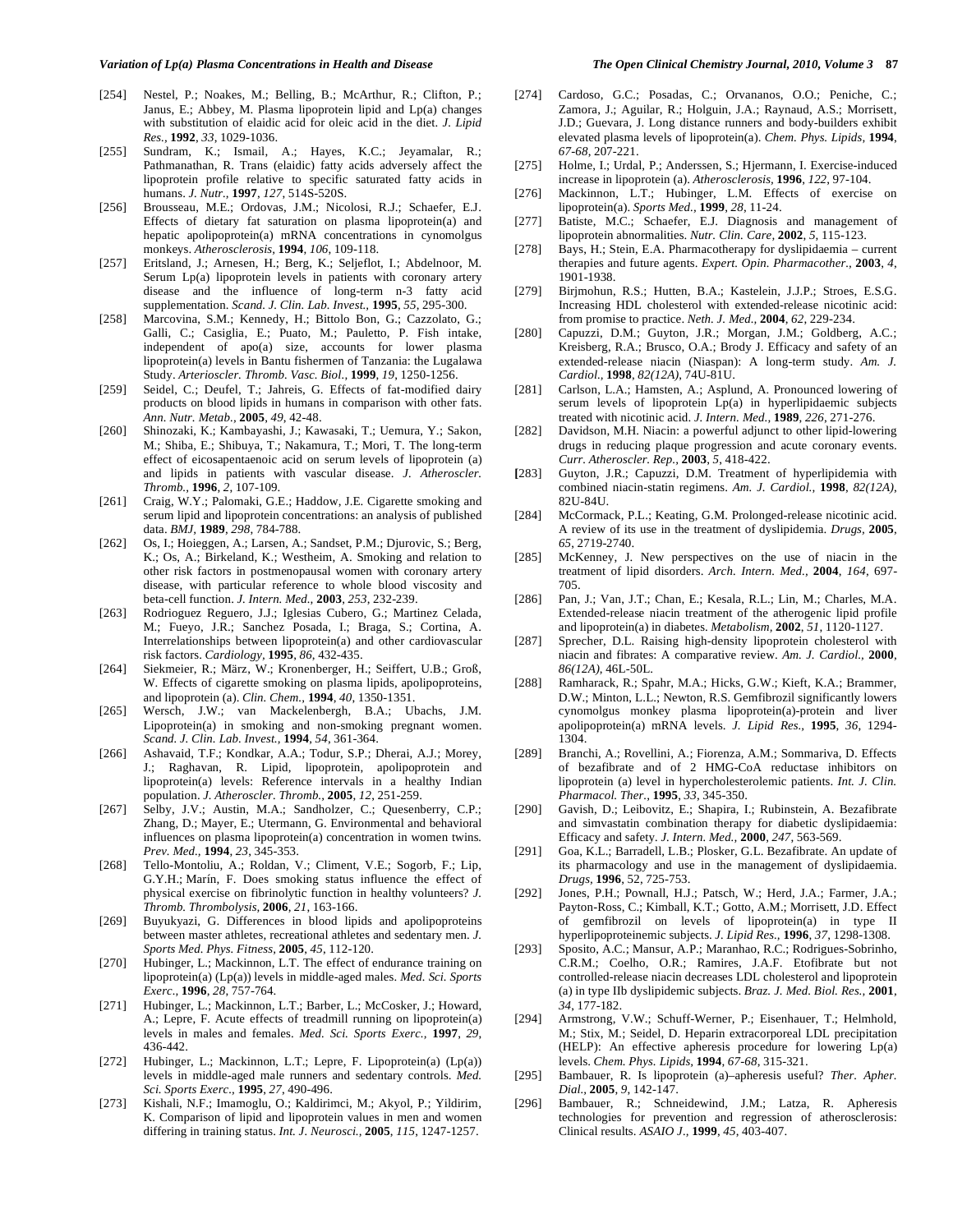[254] Nestel, P.; Noakes, M.; Belling, B.; McArthur, R.; Clifton, P.; Janus, E.; Abbey, M. Plasma lipoprotein lipid and Lp(a) changes with substitution of elaidic acid for oleic acid in the diet. *J. Lipid Res.*, **1992**, *33*, 1029-1036.

[255] Sundram, K.; Ismail, A.; Hayes, K.C.; Jeyamalar, R.; Pathmanathan, R. Trans (elaidic) fatty acids adversely affect the lipoprotein profile relative to specific saturated fatty acids in humans. *J. Nutr.*, **1997**, *127*, 514S-520S.

[256] Brousseau, M.E.; Ordovas, J.M.; Nicolosi, R.J.; Schaefer, E.J. Effects of dietary fat saturation on plasma lipoprotein(a) and hepatic apolipoprotein(a) mRNA concentrations in cynomolgus monkeys. *Atherosclerosis*, **1994**, *106*, 109-118.

[257] Eritsland, J.; Arnesen, H.; Berg, K.; Seljeflot, I.; Abdelnoor, M. Serum Lp(a) lipoprotein levels in patients with coronary artery disease and the influence of long-term n-3 fatty acid supplementation. *Scand. J. Clin. Lab. Invest.*, **1995**, *55*, 295-300.

[258] Marcovina, S.M.; Kennedy, H.; Bittolo Bon, G.; Cazzolato, G.; Galli, C.; Casiglia, E.; Puato, M.; Pauletto, P. Fish intake, independent of apo(a) size, accounts for lower plasma lipoprotein(a) levels in Bantu fishermen of Tanzania: the Lugalawa Study. *Arterioscler. Thromb. Vasc. Biol.*, **1999**, *19*, 1250-1256.

[259] Seidel, C.; Deufel, T.; Jahreis, G. Effects of fat-modified dairy products on blood lipids in humans in comparison with other fats. *Ann. Nutr. Metab.*, **2005**, *49*, 42-48.

[260] Shinozaki, K.; Kambayashi, J.; Kawasaki, T.; Uemura, Y.; Sakon, M.; Shiba, E.; Shibuya, T.; Nakamura, T.; Mori, T. The long-term effect of eicosapentaenoic acid on serum levels of lipoprotein (a) and lipids in patients with vascular disease. *J. Atheroscler. Thromb.*, **1996**, *2*, 107-109.

[261] Craig, W.Y.; Palomaki, G.E.; Haddow, J.E. Cigarette smoking and serum lipid and lipoprotein concentrations: an analysis of published data. *BMJ*, **1989**, *298*, 784-788.

[262] Os, I.; Hoieggen, A.; Larsen, A.; Sandset, P.M.; Djurovic, S.; Berg, K.; Os, A.; Birkeland, K.; Westheim, A. Smoking and relation to other risk factors in postmenopausal women with coronary artery disease, with particular reference to whole blood viscosity and beta-cell function. *J. Intern. Med.*, **2003**, *253*, 232-239.

[263] Rodriguez Reguero, J.J.; Iglesias Cubero, G.; Martinez Celada, M.; Fueyo, J.R.; Sanchez Posada, I.; Braga, S.; Cortina, A. Interrelationships between lipoprotein(a) and other cardiovascular risk factors. *Cardiology*, **1995**, *86*, 432-435.

[264] Siekmeier, R.; März, W.; Kronenberger, H.; Seiffert, U.B.; Groß, W. Effects of cigarette smoking on plasma lipids, apolipoproteins, and lipoprotein (a). *Clin. Chem.*, **1994**, *40*, 1350-1351.

[265] Wersch, J.W.; van Mackelenbergh, B.A.; Ubachs, J.M. Lipoprotein(a) in smoking and non-smoking pregnant women. *Scand. J. Clin. Lab. Invest.*, **1994**, *54*, 361-364.

[266] Ashavaid, T.F.; Kondkar, A.A.; Todur, S.P.; Dherai, A.J.; Morey, J.; Raghavan, R. Lipid, lipoprotein, apolipoprotein and lipoprotein(a) levels: Reference intervals in a healthy Indian population. *J. Atheroscler. Thromb.*, **2005**, *12*, 251-259.

[267] Selby, J.V.; Austin, M.A.; Sandholzer, C.; Quesenberry, C.P.; Zhang, D.; Mayer, E.; Utermann, G. Environmental and behavioral influences on plasma lipoprotein(a) concentration in women twins. *Prev. Med.*, **1994**, *23*, 345-353.

[268] Tello-Montoliu, A.; Roldan, V.; Climent, V.E.; Sogorb, F.; Lip, G.Y.H.; Marín, F. Does smoking status influence the effect of physical exercise on fibrinolytic function in healthy volunteers? *J. Thromb. Thrombolysis*, **2006**, *21*, 163-166.

[269] Buyukyazi, G. Differences in blood lipids and apolipoproteins between master athletes, recreational athletes and sedentary men. *J. Sports Med. Phys. Fitness*, **2005**, *45*, 112-120.

[270] Hubinger, L.; Mackinnon, L.T. The effect of endurance training on lipoprotein(a) (Lp(a)) levels in middle-aged males. *Med. Sci. Sports Exerc.*, **1996**, *28*, 757-764.

[271] Hubinger, L.; Mackinnon, L.T.; Barber, L.; McCosker, J.; Howard, A.; Lepre, F. Acute effects of treadmill running on lipoprotein(a) levels in males and females. *Med. Sci. Sports Exerc.*, **1997**, *29*, 436-442.

[272] Hubinger, L.; Mackinnon, L.T.; Lepre, F. Lipoprotein(a) (Lp(a)) levels in middle-aged male runners and sedentary controls. *Med. Sci. Sports Exerc.*, **1995**, *27*, 490-496.

[273] Kishali, N.F.; Imamoglu, O.; Kaldirimci, M.; Akyol, P.; Yildirim, K. Comparison of lipid and lipoprotein values in men and women differing in training status. *Int. J. Neurosci.*, **2005**, *115*, 1247-1257.

[274] Cardoso, G.C.; Posadas, C.; Orvananos, O.O.; Peniche, C.; Zamora, J.; Aguilar, R.; Holguin, J.A.; Raynaud, A.S.; Morrisett, J.D.; Guevara, J. Long distance runners and body-builders exhibit elevated plasma levels of lipoprotein(a). *Chem. Phys. Lipids*, **1994**, *67-68*, 207-221.

[275] Holme, I.; Urdal, P.; Anderssen, S.; Hjermann, I. Exercise-induced increase in lipoprotein (a). *Atherosclerosis*, **1996**, *122*, 97-104.

[276] Mackinnon, L.T.; Hubinger, L.M. Effects of exercise on lipoprotein(a). *Sports Med.*, **1999**, *28*, 11-24.

[277] Batiste, M.C.; Schaefer, E.J. Diagnosis and management of lipoprotein abnormalities. *Nutr. Clin. Care*, **2002**, *5*, 115-123.

[278] Bays, H.; Stein, E.A. Pharmacotherapy for dyslipidaemia – current therapies and future agents. *Expert. Opin. Pharmacother.*, **2003**, *4*, 1901-1938.

[279] Birjmohun, R.S.; Hutten, B.A.; Kastelein, J.J.P.; Stroes, E.S.G. Increasing HDL cholesterol with extended-release nicotinic acid: from promise to practice. *Neth. J. Med.*, **2004**, *62*, 229-234.

[280] Capuzzi, D.M.; Guyton, J.R.; Morgan, J.M.; Goldberg, A.C.; Kreisberg, R.A.; Brusco, O.A.; Brody J. Efficacy and safety of an extended-release niacin (Niaspan): A long-term study. *Am. J. Cardiol.*, **1998**, *82(12A)*, 74U-81U.

[281] Carlson, L.A.; Hamsten, A.; Asplund, A. Pronounced lowering of serum levels of lipoprotein Lp(a) in hyperlipidaemic subjects treated with nicotinic acid. *J. Intern. Med.*, **1989**, *226*, 271-276.

[282] Davidson, M.H. Niacin: a powerful adjunct to other lipid-lowering drugs in reducing plaque progression and acute coronary events. *Curr. Atheroscler. Rep.*, **2003**, *5*, 418-422.

[283] Guyton, J.R.; Capuzzi, D.M. Treatment of hyperlipidemia with combined niacin-statin regimens. *Am. J. Cardiol.*, **1998**, *82(12A)*, 82U-84U.

[284] McCormack, P.L.; Keating, G.M. Prolonged-release nicotinic acid. A review of its use in the treatment of dyslipidemia. *Drugs*, **2005**, *65*, 2719-2740.

[285] McKenney, J. New perspectives on the use of niacin in the treatment of lipid disorders. *Arch. Intern. Med.*, **2004**, *164*, 697-705.

[286] Pan, J.; Van, J.T.; Chan, E.; Kesala, R.L.; Lin, M.; Charles, M.A. Extended-release niacin treatment of the atherogenic lipid profile and lipoprotein(a) in diabetes. *Metabolism*, **2002**, *51*, 1120-1127.

[287] Sprecher, D.L. Raising high-density lipoprotein cholesterol with niacin and fibrates: A comparative review. *Am. J. Cardiol.*, **2000**, *86(12A)*, 46L-50L.

[288] Ramharack, R.; Spahr, M.A.; Hicks, G.W.; Kieft, K.A.; Brammer, D.W.; Minton, L.L.; Newton, R.S. Gemfibrozil significantly lowers cynomolgus monkey plasma lipoprotein(a)-protein and liver apolipoprotein(a) mRNA levels. *J. Lipid Res.*, **1995**, *36*, 1294-1304.

[289] Branchi, A.; Rovellini, A.; Fiorenza, A.M.; Sommariva, D. Effects of bezafibrate and of 2 HMG-CoA reductase inhibitors on lipoprotein (a) level in hypercholesterolemic patients. *Int. J. Clin. Pharmacol. Ther.*, **1995**, *33*, 345-350.

[290] Gavish, D.; Leibovitz, E.; Shapira, I.; Rubinstein, A. Bezafibrate and simvastatin combination therapy for diabetic dyslipidaemia: Efficacy and safety. *J. Intern. Med.*, **2000**, *247*, 563-569.

[291] Goa, K.L.; Barradell, L.B.; Plosker, G.L. Bezafibrate. An update of its pharmacology and use in the management of dyslipidaemia. *Drugs*, **1996**, 52, 725-753.

[292] Jones, P.H.; Pownall, H.J.; Patsch, W.; Herd, J.A.; Farmer, J.A.; Payton-Ross, C.; Kimball, K.T.; Gotto, A.M.; Morrisett, J.D. Effect of gemfibrozil on levels of lipoprotein(a) in type II hyperlipoproteinemic subjects. *J. Lipid Res.*, **1996**, *37*, 1298-1308.

[293] Sposito, A.C.; Mansur, A.P.; Maranhao, R.C.; Rodrigues-Sobrinho, C.R.M.; Coelho, O.R.; Ramires, J.A.F. Etofibrate but not controlled-release niacin decreases LDL cholesterol and lipoprotein (a) in type IIb dyslipidemic subjects. *Braz. J. Med. Biol. Res.*, **2001**, *34*, 177-182.

[294] Armstrong, V.W.; Schuff-Werner, P.; Eisenhauer, T.; Helmhold, M.; Stix, M.; Seidel, D. Heparin extracorporeal LDL precipitation (HELP): An effective apheresis procedure for lowering Lp(a) levels. *Chem. Phys. Lipids*, **1994**, *67-68*, 315-321.

[295] Bambauer, R. Is lipoprotein (a)–apheresis useful? *Ther. Apher. Dial.*, **2005**, *9*, 142-147.

[296] Bambauer, R.; Schneidewind, J.M.; Latza, R. Apheresis technologies for prevention and regression of atherosclerosis: Clinical results. *ASAIO J.*, **1999**, *45*, 403-407.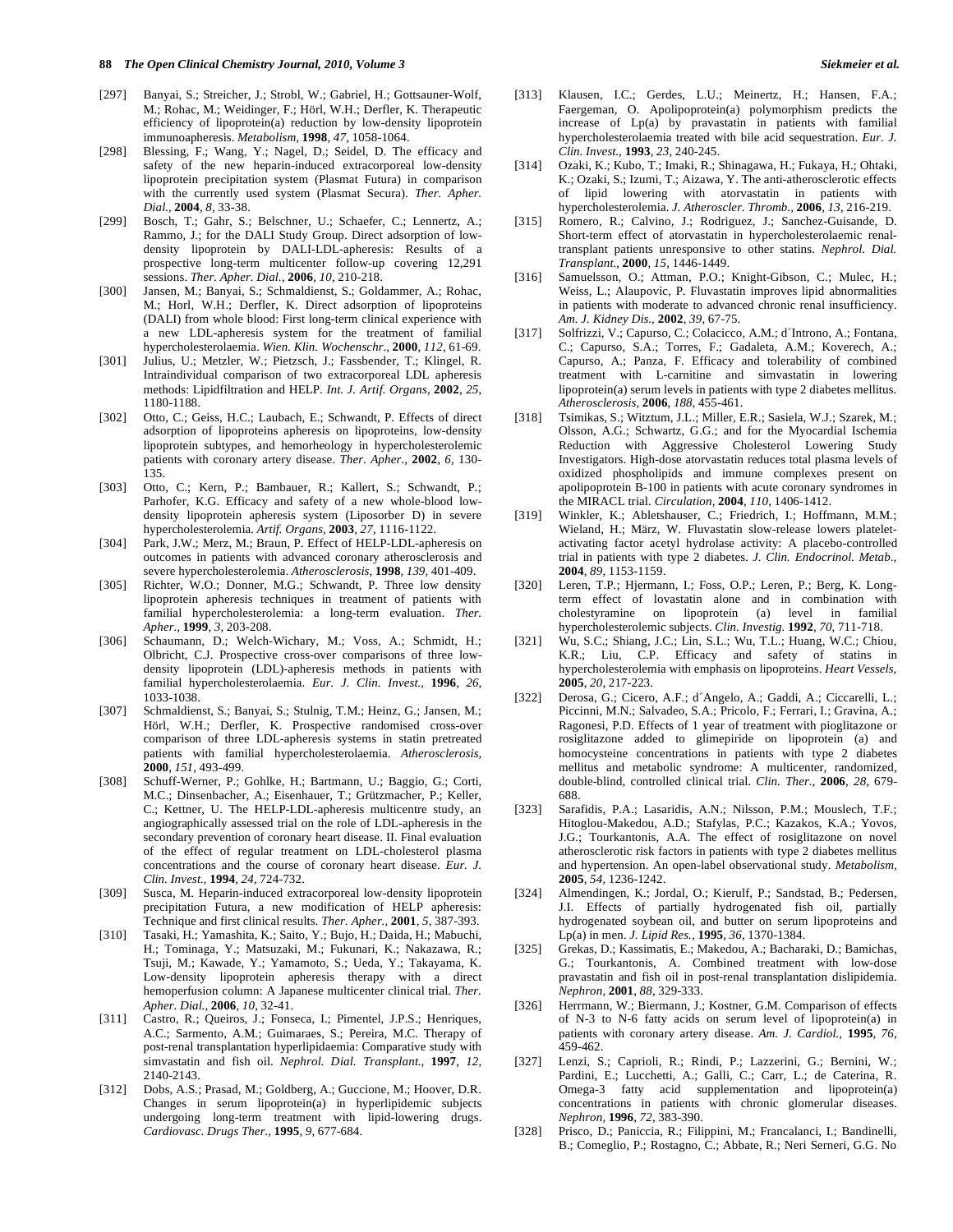[297] Banyai, S.; Streicher, J.; Strobl, W.; Gabriel, H.; Gottsauner-Wolf, M.; Rohac, M.; Weidinger, F.; Hörl, W.H.; Derfler, K. Therapeutic efficiency of lipoprotein(a) reduction by low-density lipoprotein immunoapheresis. *Metabolism*, **1998**, *47*, 1058-1064.

[298] Blessing, F.; Wang, Y.; Nagel, D.; Seidel, D. The efficacy and safety of the new heparin-induced extracorporeal low-density lipoprotein precipitation system (Plasmat Futura) in comparison with the currently used system (Plasmat Secura). *Ther. Apher. Dial.*, **2004**, *8*, 33-38.

[299] Bosch, T.; Gahr, S.; Belschner, U.; Schaefer, C.; Lennertz, A.; Rammo, J.; for the DALI Study Group. Direct adsorption of low-density lipoprotein by DALI-LDL-apheresis: Results of a prospective long-term multicenter follow-up covering 12,291 sessions. *Ther. Apher. Dial.*, **2006**, *10*, 210-218.

[300] Jansen, M.; Banyai, S.; Schmaldienst, S.; Goldammer, A.; Rohac, M.; Horl, W.H.; Derfler, K. Direct adsorption of lipoproteins (DALI) from whole blood: First long-term clinical experience with a new LDL-apheresis system for the treatment of familial hypercholesterolaemia. *Wien. Klin. Wochenschr.*, **2000**, *112*, 61-69.

[301] Julius, U.; Metzler, W.; Pietzsch, J.; Fassbender, T.; Klingel, R. Intraindividual comparison of two extracorporeal LDL apheresis methods: Lipidfiltration and HELP. *Int. J. Artif. Organs*, **2002**, *25*, 1180-1188.

[302] Otto, C.; Geiss, H.C.; Laubach, E.; Schwandt, P. Effects of direct adsorption of lipoproteins apheresis on lipoproteins, low-density lipoprotein subtypes, and hemorheology in hypercholesterolemic patients with coronary artery disease. *Ther. Apher.*, **2002**, *6*, 130-135.

[303] Otto, C.; Kern, P.; Bambauer, R.; Kallert, S.; Schwandt, P.; Parhofer, K.G. Efficacy and safety of a new whole-blood low-density lipoprotein apheresis system (Liposorber D) in severe hypercholesterolemia. *Artif. Organs*, **2003**, *27*, 1116-1122.

[304] Park, J.W.; Merz, M.; Braun, P. Effect of HELP-LDL-apheresis on outcomes in patients with advanced coronary atherosclerosis and severe hypercholesterolemia. *Atherosclerosis*, **1998**, *139*, 401-409.

[305] Richter, W.O.; Donner, M.G.; Schwandt, P. Three low density lipoprotein apheresis techniques in treatment of patients with familial hypercholesterolemia: a long-term evaluation. *Ther. Apher.*, **1999**, *3*, 203-208.

[306] Schaumann, D.; Welch-Wichary, M.; Voss, A.; Schmidt, H.; Olbricht, C.J. Prospective cross-over comparisons of three low-density lipoprotein (LDL)-apheresis methods in patients with familial hypercholesterolaemia. *Eur. J. Clin. Invest.*, **1996**, *26*, 1033-1038.

[307] Schmaldienst, S.; Banyai, S.; Stulnig, T.M.; Heinz, G.; Jansen, M.; Hörl, W.H.; Derfler, K. Prospective randomised cross-over comparison of three LDL-apheresis systems in statin pretreated patients with familial hypercholesterolaemia. *Atherosclerosis*, **2000**, *151*, 493-499.

[308] Schuff-Werner, P.; Gohlke, H.; Bartmann, U.; Baggio, G.; Corti, M.C.; Dinsenbacher, A.; Eisenhauer, T.; Grützmacher, P.; Keller, C.; Kettner, U. The HELP-LDL-apheresis multicentre study, an angiographically assessed trial on the role of LDL-apheresis in the secondary prevention of coronary heart disease. II. Final evaluation of the effect of regular treatment on LDL-cholesterol plasma concentrations and the course of coronary heart disease. *Eur. J. Clin. Invest.*, **1994**, *24*, 724-732.

[309] Susca, M. Heparin-induced extracorporeal low-density lipoprotein precipitation Futura, a new modification of HELP apheresis: Technique and first clinical results. *Ther. Apher.*, **2001**, *5*, 387-393.

[310] Tasaki, H.; Yamashita, K.; Saito, Y.; Bujo, H.; Daida, H.; Mabuchi, H.; Tominaga, Y.; Matsuzaki, M.; Fukunari, K.; Nakazawa, R.; Tsuji, M.; Kawade, Y.; Yamamoto, S.; Ueda, Y.; Takayama, K. Low-density lipoprotein apheresis therapy with a direct hemoperfusion column: A Japanese multicenter clinical trial. *Ther. Apher. Dial.*, **2006**, *10*, 32-41.

[311] Castro, R.; Queiros, J.; Fonseca, I.; Pimentel, J.P.S.; Henriques, A.C.; Sarmento, A.M.; Guimaraes, S.; Pereira, M.C. Therapy of post-renal transplantation hyperlipidaemia: Comparative study with simvastatin and fish oil. *Nephrol. Dial. Transplant.*, **1997**, *12*, 2140-2143.

[312] Dobs, A.S.; Prasad, M.; Goldberg, A.; Guccione, M.; Hoover, D.R. Changes in serum lipoprotein(a) in hyperlipidemic subjects undergoing long-term treatment with lipid-lowering drugs. *Cardiovasc. Drugs Ther.*, **1995**, *9*, 677-684.

[313] Klausen, I.C.; Gerdes, L.U.; Meinertz, H.; Hansen, F.A.; Faergeman, O. Apolipoprotein(a) polymorphism predicts the increase of Lp(a) by pravastatin in patients with familial hypercholesterolaemia treated with bile acid sequestration. *Eur. J. Clin. Invest.*, **1993**, *23*, 240-245.

[314] Ozaki, K.; Kubo, T.; Imaki, R.; Shinagawa, H.; Fukaya, H.; Ohtaki, K.; Ozaki, S.; Izumi, T.; Aizawa, Y. The anti-atherosclerotic effects of lipid lowering with atorvastatin in patients with hypercholesterolemia. *J. Atheroscler. Thromb.*, **2006**, *13*, 216-219.

[315] Romero, R.; Calvino, J.; Rodriguez, J.; Sanchez-Guisande, D. Short-term effect of atorvastatin in hypercholesterolaemic renal-transplant patients unresponsive to other statins. *Nephrol. Dial. Transplant.*, **2000**, *15*, 1446-1449.

[316] Samuelsson, O.; Attman, P.O.; Knight-Gibson, C.; Mulec, H.; Weiss, L.; Alaupovic, P. Fluvastatin improves lipid abnormalities in patients with moderate to advanced chronic renal insufficiency. *Am. J. Kidney Dis.*, **2002**, *39*, 67-75.

[317] Solfrizzi, V.; Capurso, C.; Colacicco, A.M.; d´Introno, A.; Fontana, C.; Capurso, S.A.; Torres, F.; Gadaleta, A.M.; Koverech, A.; Capurso, A.; Panza, F. Efficacy and tolerability of combined treatment with L-carnitine and simvastatin in lowering lipoprotein(a) serum levels in patients with type 2 diabetes mellitus. *Atherosclerosis*, **2006**, *188*, 455-461.

[318] Tsimikas, S.; Witztum, J.L.; Miller, E.R.; Sasiela, W.J.; Szarek, M.; Olsson, A.G.; Schwartz, G.G.; and for the Myocardial Ischemia Reduction with Aggressive Cholesterol Lowering Study Investigators. High-dose atorvastatin reduces total plasma levels of oxidized phospholipids and immune complexes present on apolipoprotein B-100 in patients with acute coronary syndromes in the MIRACL trial. *Circulation*, **2004**, *110*, 1406-1412.

[319] Winkler, K.; Abletshauser, C.; Friedrich, I.; Hoffmann, M.M.; Wieland, H.; März, W. Fluvastatin slow-release lowers platelet-activating factor acetyl hydrolase activity: A placebo-controlled trial in patients with type 2 diabetes. *J. Clin. Endocrinol. Metab.*, **2004**, *89*, 1153-1159.

[320] Leren, T.P.; Hjermann, I.; Foss, O.P.; Leren, P.; Berg, K. Long-term effect of lovastatin alone and in combination with cholestyramine on lipoprotein (a) level in familial hypercholesterolemic subjects. *Clin. Investig.* **1992**, *70*, 711-718.

[321] Wu, S.C.; Shiang, J.C.; Lin, S.L.; Wu, T.L.; Huang, W.C.; Chiou, K.R.; Liu, C.P. Efficacy and safety of statins in hypercholesterolemia with emphasis on lipoproteins. *Heart Vessels*, **2005**, *20*, 217-223.

[322] Derosa, G.; Cicero, A.F.; d´Angelo, A.; Gaddi, A.; Ciccarelli, L.; Piccinni, M.N.; Salvadeo, S.A.; Pricolo, F.; Ferrari, I.; Gravina, A.; Ragonesi, P.D. Effects of 1 year of treatment with pioglitazone or rosiglitazone added to glimepiride on lipoprotein (a) and homocysteine concentrations in patients with type 2 diabetes mellitus and metabolic syndrome: A multicenter, randomized, double-blind, controlled clinical trial. *Clin. Ther.*, **2006**, *28*, 679-688.

[323] Sarafidis, P.A.; Lasaridis, A.N.; Nilsson, P.M.; Mouslech, T.F.; Hitoglou-Makedou, A.D.; Stafylas, P.C.; Kazakos, K.A.; Yovos, J.G.; Tourkantonis, A.A. The effect of rosiglitazone on novel atherosclerotic risk factors in patients with type 2 diabetes mellitus and hypertension. An open-label observational study. *Metabolism*, **2005**, *54*, 1236-1242.

[324] Almendingen, K.; Jordal, O.; Kierulf, P.; Sandstad, B.; Pedersen, J.I. Effects of partially hydrogenated fish oil, partially hydrogenated soybean oil, and butter on serum lipoproteins and Lp(a) in men. *J. Lipid Res.*, **1995**, *36*, 1370-1384.

[325] Grekas, D.; Kassimatis, E.; Makedou, A.; Bacharaki, D.; Bamichas, G.; Tourkantonis, A. Combined treatment with low-dose pravastatin and fish oil in post-renal transplantation dislipidemia. *Nephron*, **2001**, *88*, 329-333.

[326] Herrmann, W.; Biermann, J.; Kostner, G.M. Comparison of effects of N-3 to N-6 fatty acids on serum level of lipoprotein(a) in patients with coronary artery disease. *Am. J. Cardiol.*, **1995**, *76*, 459-462.

[327] Lenzi, S.; Caprioli, R.; Rindi, P.; Lazzerini, G.; Bernini, W.; Pardini, E.; Lucchetti, A.; Galli, C.; Carr, L.; de Caterina, R. Omega-3 fatty acid supplementation and lipoprotein(a) concentrations in patients with chronic glomerular diseases. *Nephron*, **1996**, *72*, 383-390.

[328] Prisco, D.; Paniccia, R.; Filippini, M.; Francalanci, I.; Bandinelli, B.; Comeglio, P.; Rostagno, C.; Abbate, R.; Neri Serneri, G.G. No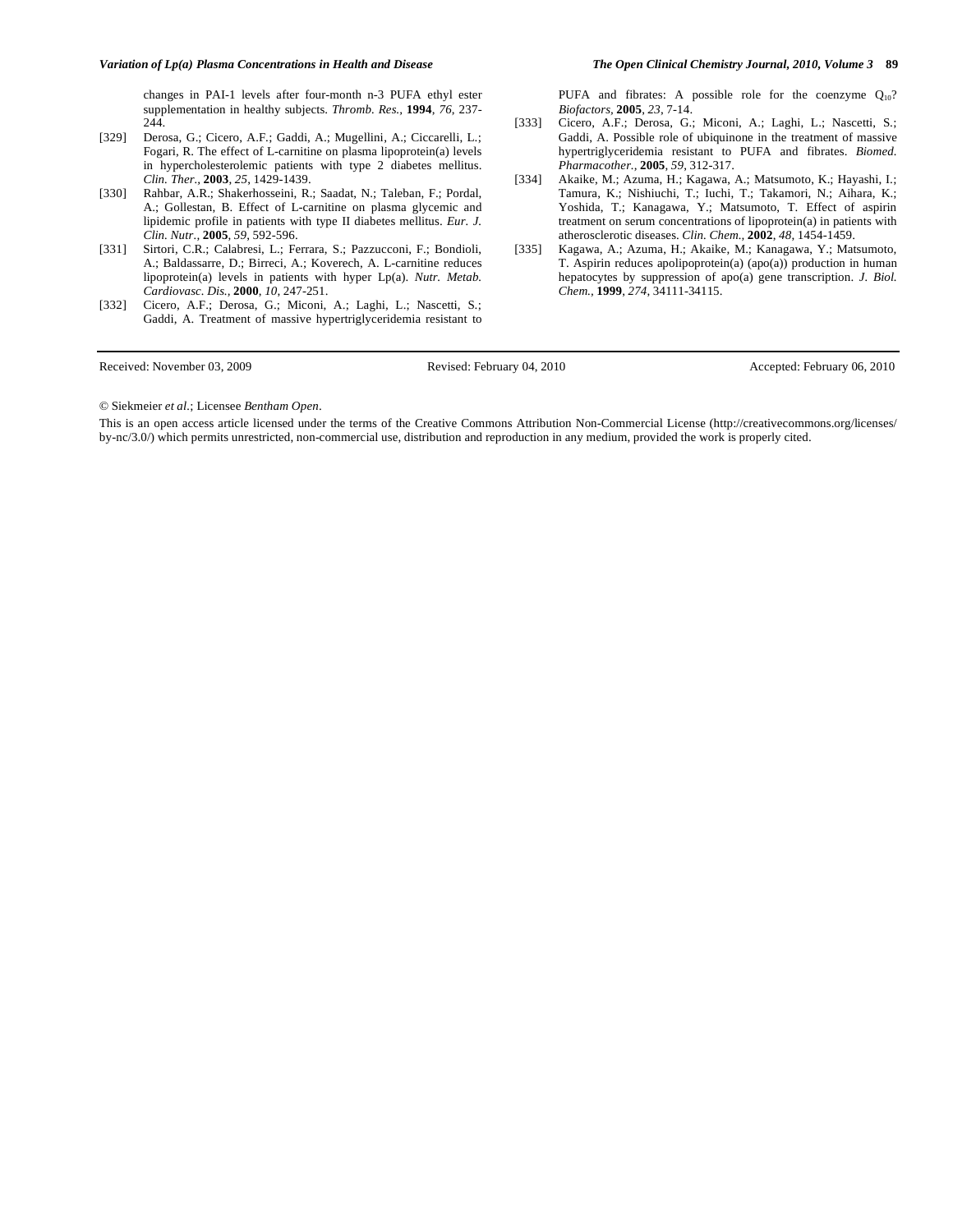changes in PAI-1 levels after four-month n-3 PUFA ethyl ester supplementation in healthy subjects. *Thromb. Res.*, **1994**, *76*, 237-244.

[329] Derosa, G.; Cicero, A.F.; Gaddi, A.; Mugellini, A.; Ciccarelli, L.; Fogari, R. The effect of L-carnitine on plasma lipoprotein(a) levels in hypercholesterolemic patients with type 2 diabetes mellitus. *Clin. Ther.*, **2003**, *25*, 1429-1439.

[330] Rahbar, A.R.; Shakerhosseini, R.; Saadat, N.; Taleban, F.; Pordal, A.; Gollestan, B. Effect of L-carnitine on plasma glycemic and lipidemic profile in patients with type II diabetes mellitus. *Eur. J. Clin. Nutr.*, **2005**, *59*, 592-596.

[331] Sirtori, C.R.; Calabresi, L.; Ferrara, S.; Pazzucconi, F.; Bondioli, A.; Baldassarre, D.; Birreci, A.; Koverech, A. L-carnitine reduces lipoprotein(a) levels in patients with hyper Lp(a). *Nutr. Metab. Cardiovasc. Dis.*, **2000**, *10*, 247-251.

[332] Cicero, A.F.; Derosa, G.; Miconi, A.; Laghi, L.; Nascetti, S.; Gaddi, A. Treatment of massive hypertriglyceridemia resistant to PUFA and fibrates: A possible role for the coenzyme $Q_{10}$? *Biofactors*, **2005**, *23*, 7-14.

[333] Cicero, A.F.; Derosa, G.; Miconi, A.; Laghi, L.; Nascetti, S.; Gaddi, A. Possible role of ubiquinone in the treatment of massive hypertriglyceridemia resistant to PUFA and fibrates. *Biomed. Pharmacother.*, **2005**, *59*, 312-317.

[334] Akaike, M.; Azuma, H.; Kagawa, A.; Matsumoto, K.; Hayashi, I.; Tamura, K.; Nishiuchi, T.; Iuchi, T.; Takamori, N.; Aihara, K.; Yoshida, T.; Kanagawa, Y.; Matsumoto, T. Effect of aspirin treatment on serum concentrations of lipoprotein(a) in patients with atherosclerotic diseases. *Clin. Chem.*, **2002**, *48*, 1454-1459.

[335] Kagawa, A.; Azuma, H.; Akaike, M.; Kanagawa, Y.; Matsumoto, T. Aspirin reduces apolipoprotein(a) (apo(a)) production in human hepatocytes by suppression of apo(a) gene transcription. *J. Biol. Chem.*, **1999**, *274*, 34111-34115.

Received: November 03, 2009 Revised: February 04, 2010 Accepted: February 06, 2010

© Siekmeier *et al.*; Licensee *Bentham Open*.

This is an open access article licensed under the terms of the Creative Commons Attribution Non-Commercial License (http://creativecommons.org/licenses/by-nc/3.0/) which permits unrestricted, non-commercial use, distribution and reproduction in any medium, provided the work is properly cited.